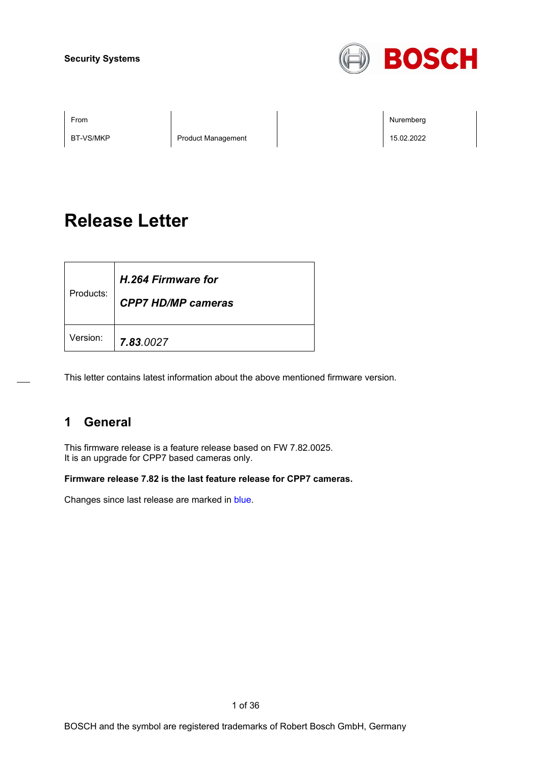**Security Systems**

| From | | | Nuremberg |
|---|---|---|---|
| BT-VS/MKP | Product Management | | 15.02.2022 |

# Release Letter

| Products: | ***H.264 Firmware for CPP7 HD/MP cameras*** |
|---|---|
| Version: | ***7.83**.0027* |

This letter contains latest information about the above mentioned firmware version.

## 1 General

This firmware release is a feature release based on FW 7.82.0025.
It is an upgrade for CPP7 based cameras only.

**Firmware release 7.82 is the last feature release for CPP7 cameras.**

Changes since last release are marked in blue.

BOSCH and the symbol are registered trademarks of Robert Bosch GmbH, Germany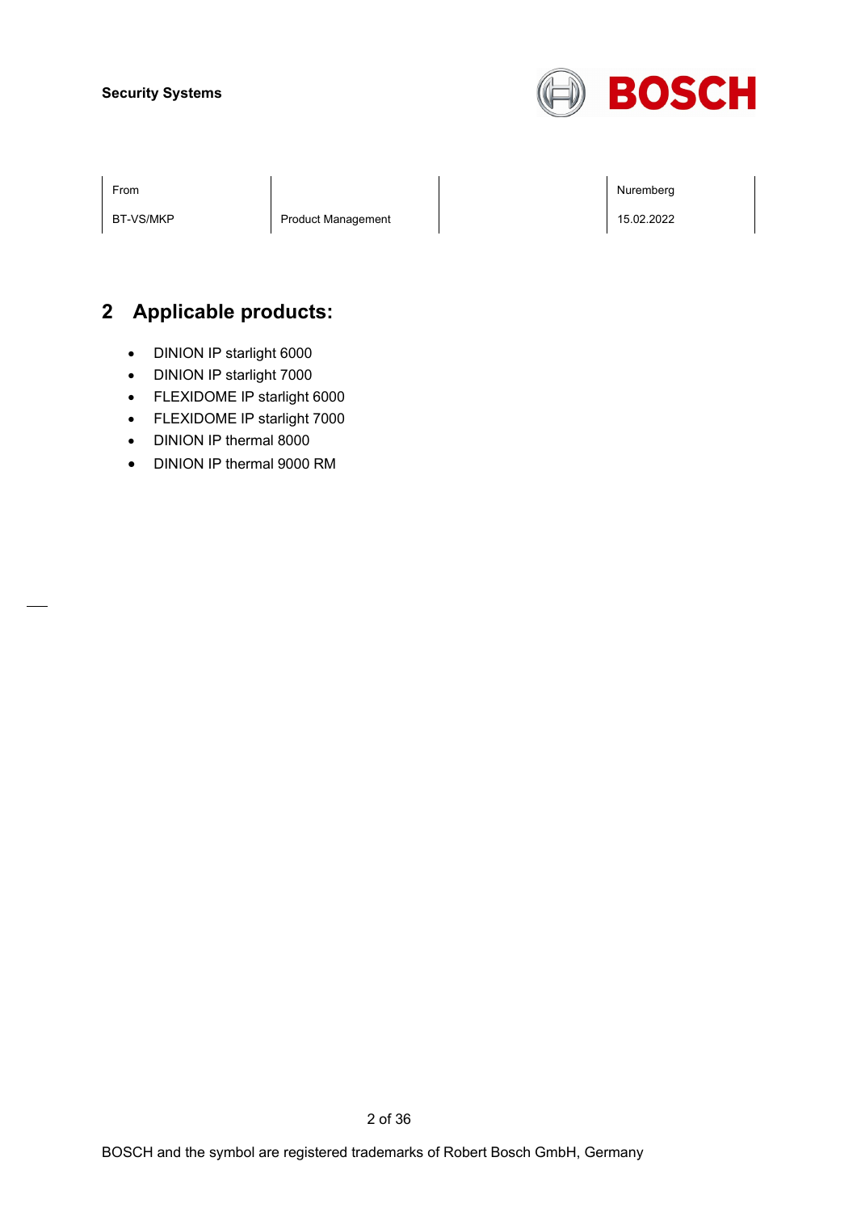## 2 Applicable products:

- DINION IP starlight 6000
- DINION IP starlight 7000
- FLEXIDOME IP starlight 6000
- FLEXIDOME IP starlight 7000
- DINION IP thermal 8000
- DINION IP thermal 9000 RM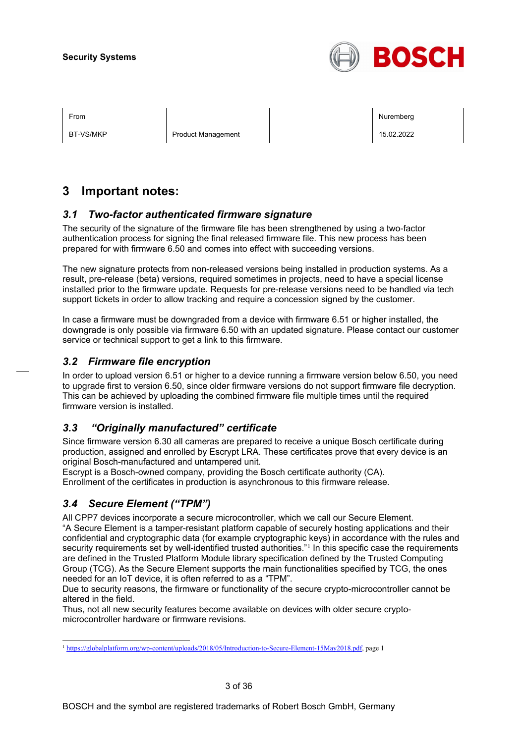| From | | | Nuremberg |
|---|---|---|---|
| BT-VS/MKP | Product Management | | 15.02.2022 |

# 3 Important notes:

## *3.1 Two-factor authenticated firmware signature*

The security of the signature of the firmware file has been strengthened by using a two-factor authentication process for signing the final released firmware file. This new process has been prepared for with firmware 6.50 and comes into effect with succeeding versions.

The new signature protects from non-released versions being installed in production systems. As a result, pre-release (beta) versions, required sometimes in projects, need to have a special license installed prior to the firmware update. Requests for pre-release versions need to be handled via tech support tickets in order to allow tracking and require a concession signed by the customer.

In case a firmware must be downgraded from a device with firmware 6.51 or higher installed, the downgrade is only possible via firmware 6.50 with an updated signature. Please contact our customer service or technical support to get a link to this firmware.

## *3.2 Firmware file encryption*

In order to upload version 6.51 or higher to a device running a firmware version below 6.50, you need to upgrade first to version 6.50, since older firmware versions do not support firmware file decryption. This can be achieved by uploading the combined firmware file multiple times until the required firmware version is installed.

## *3.3 "Originally manufactured" certificate*

Since firmware version 6.30 all cameras are prepared to receive a unique Bosch certificate during production, assigned and enrolled by Escrypt LRA. These certificates prove that every device is an original Bosch-manufactured and untampered unit.
Escrypt is a Bosch-owned company, providing the Bosch certificate authority (CA).
Enrollment of the certificates in production is asynchronous to this firmware release.

## *3.4 Secure Element ("TPM")*

All CPP7 devices incorporate a secure microcontroller, which we call our Secure Element.
"A Secure Element is a tamper-resistant platform capable of securely hosting applications and their confidential and cryptographic data (for example cryptographic keys) in accordance with the rules and security requirements set by well-identified trusted authorities."[1] In this specific case the requirements are defined in the Trusted Platform Module library specification defined by the Trusted Computing Group (TCG). As the Secure Element supports the main functionalities specified by TCG, the ones needed for an IoT device, it is often referred to as a "TPM".
Due to security reasons, the firmware or functionality of the secure crypto-microcontroller cannot be altered in the field.
Thus, not all new security features become available on devices with older secure crypto-microcontroller hardware or firmware revisions.

---

[1] https://globalplatform.org/wp-content/uploads/2018/05/Introduction-to-Secure-Element-15May2018.pdf, page 1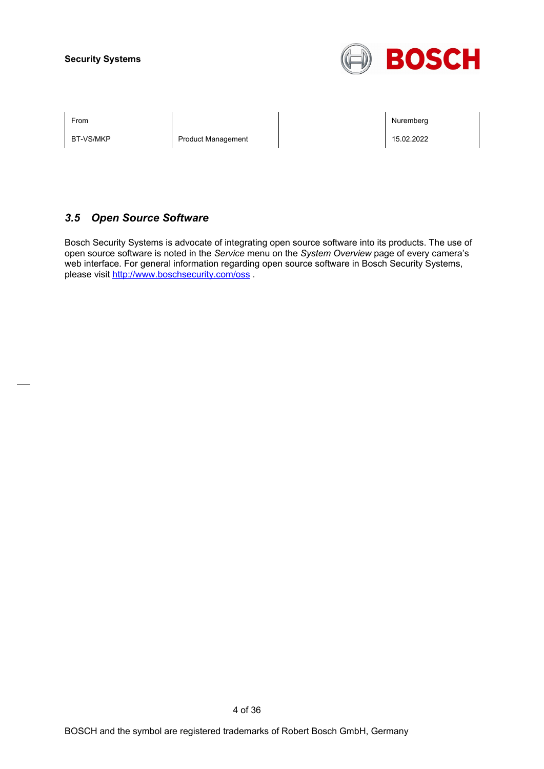### 3.5 *Open Source Software*

Bosch Security Systems is advocate of integrating open source software into its products. The use of open source software is noted in the *Service* menu on the *System Overview* page of every camera's web interface. For general information regarding open source software in Bosch Security Systems, please visit http://www.boschsecurity.com/oss .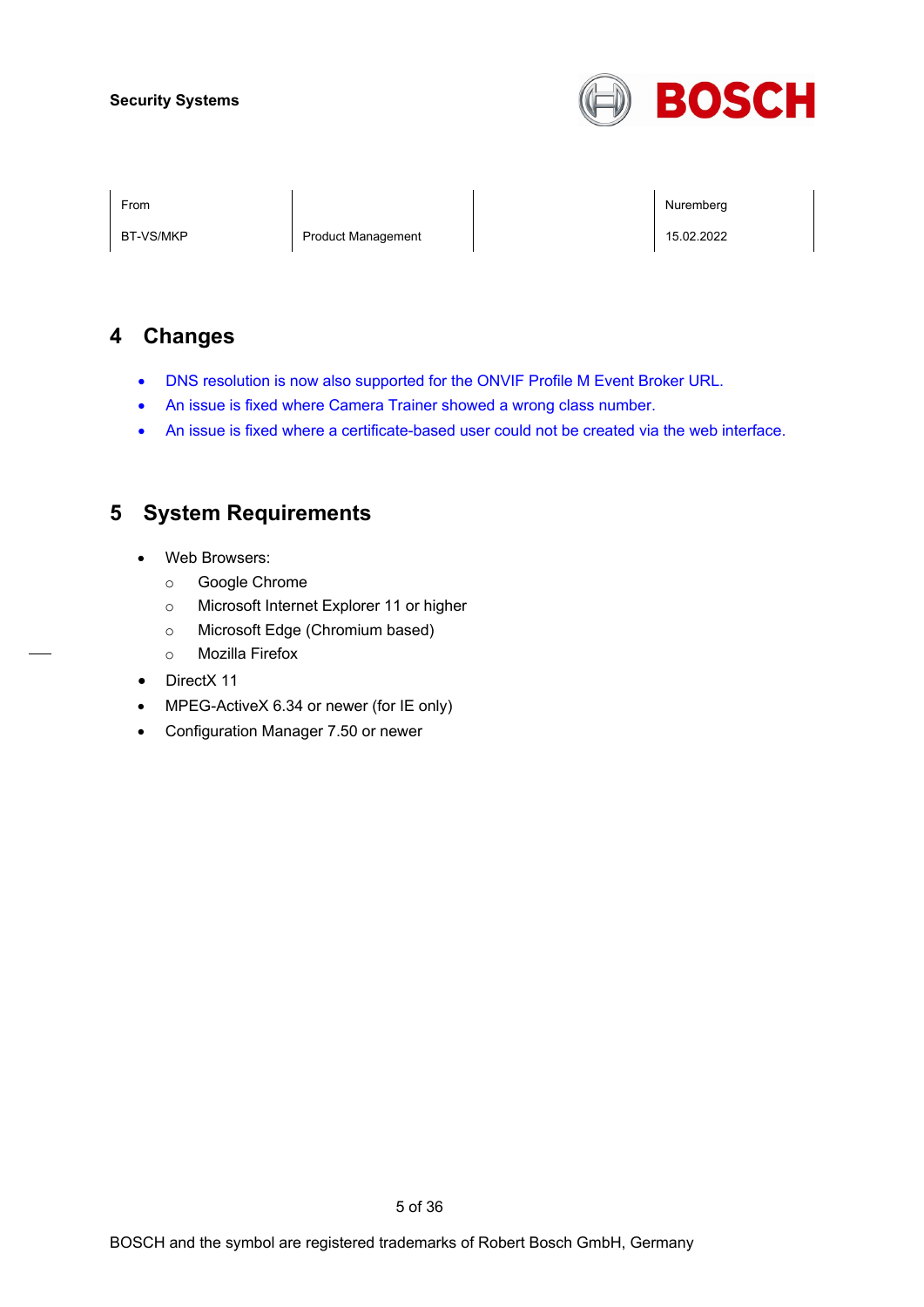## 4 Changes

- DNS resolution is now also supported for the ONVIF Profile M Event Broker URL.
- An issue is fixed where Camera Trainer showed a wrong class number.
- An issue is fixed where a certificate-based user could not be created via the web interface.

## 5 System Requirements

- Web Browsers:
  - Google Chrome
  - Microsoft Internet Explorer 11 or higher
  - Microsoft Edge (Chromium based)
  - Mozilla Firefox
- DirectX 11
- MPEG-ActiveX 6.34 or newer (for IE only)
- Configuration Manager 7.50 or newer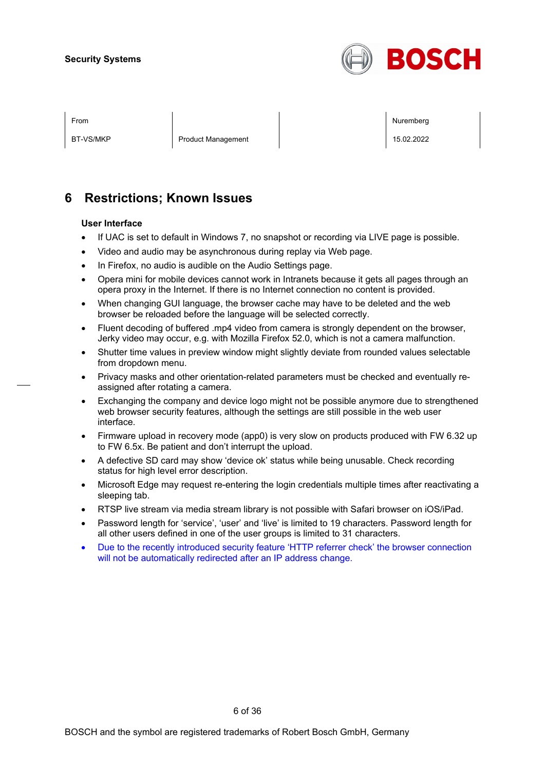| From | | | Nuremberg |
| --- | --- | --- | --- |
| BT-VS/MKP | Product Management | | 15.02.2022 |

# 6 Restrictions; Known Issues

**User Interface**

- If UAC is set to default in Windows 7, no snapshot or recording via LIVE page is possible.
- Video and audio may be asynchronous during replay via Web page.
- In Firefox, no audio is audible on the Audio Settings page.
- Opera mini for mobile devices cannot work in Intranets because it gets all pages through an opera proxy in the Internet. If there is no Internet connection no content is provided.
- When changing GUI language, the browser cache may have to be deleted and the web browser be reloaded before the language will be selected correctly.
- Fluent decoding of buffered .mp4 video from camera is strongly dependent on the browser, Jerky video may occur, e.g. with Mozilla Firefox 52.0, which is not a camera malfunction.
- Shutter time values in preview window might slightly deviate from rounded values selectable from dropdown menu.
- Privacy masks and other orientation-related parameters must be checked and eventually re-assigned after rotating a camera.
- Exchanging the company and device logo might not be possible anymore due to strengthened web browser security features, although the settings are still possible in the web user interface.
- Firmware upload in recovery mode (app0) is very slow on products produced with FW 6.32 up to FW 6.5x. Be patient and don't interrupt the upload.
- A defective SD card may show 'device ok' status while being unusable. Check recording status for high level error description.
- Microsoft Edge may request re-entering the login credentials multiple times after reactivating a sleeping tab.
- RTSP live stream via media stream library is not possible with Safari browser on iOS/iPad.
- Password length for 'service', 'user' and 'live' is limited to 19 characters. Password length for all other users defined in one of the user groups is limited to 31 characters.
- Due to the recently introduced security feature 'HTTP referrer check' the browser connection will not be automatically redirected after an IP address change.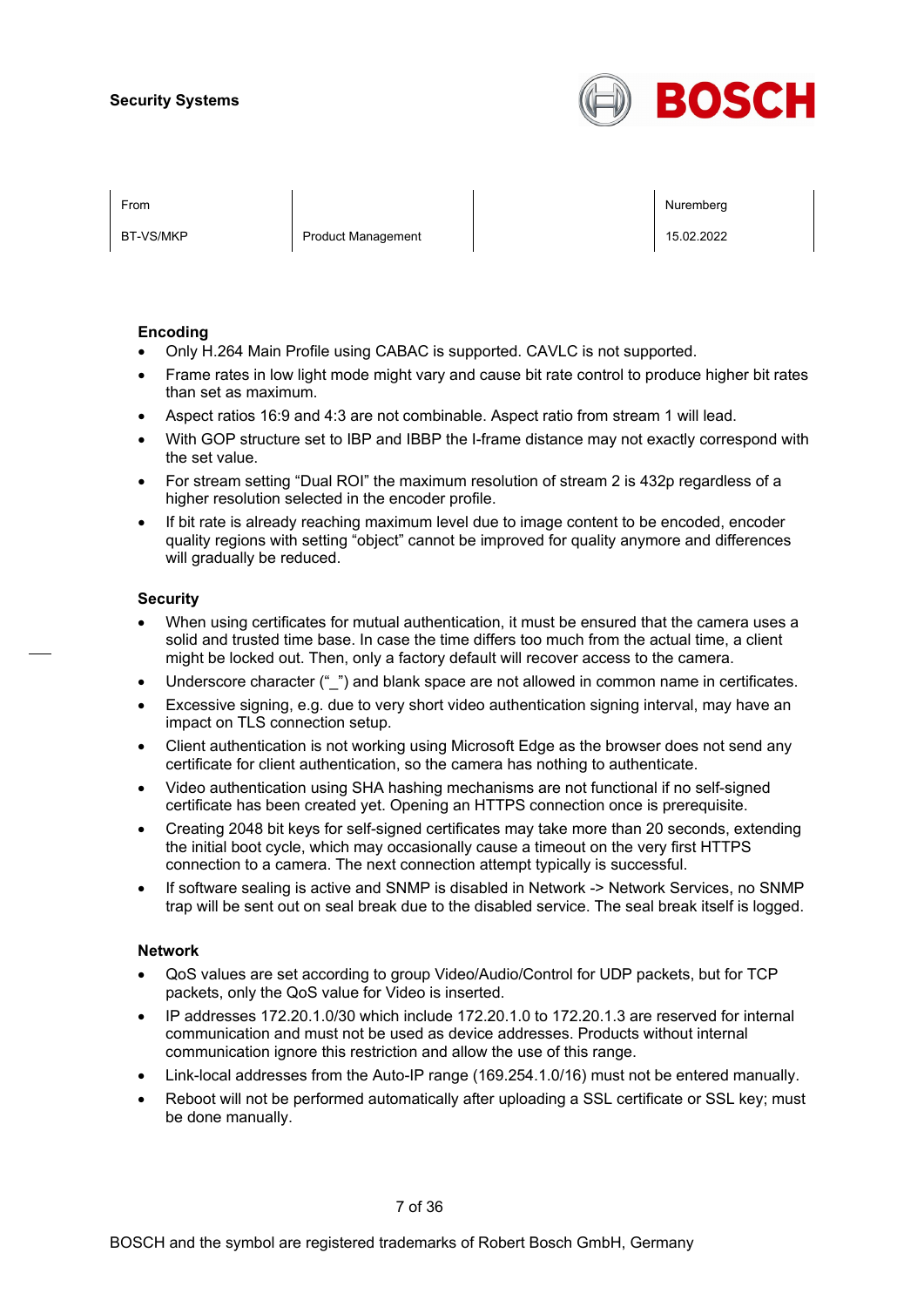### Encoding

- Only H.264 Main Profile using CABAC is supported. CAVLC is not supported.
- Frame rates in low light mode might vary and cause bit rate control to produce higher bit rates than set as maximum.
- Aspect ratios 16:9 and 4:3 are not combinable. Aspect ratio from stream 1 will lead.
- With GOP structure set to IBP and IBBP the I-frame distance may not exactly correspond with the set value.
- For stream setting “Dual ROI” the maximum resolution of stream 2 is 432p regardless of a higher resolution selected in the encoder profile.
- If bit rate is already reaching maximum level due to image content to be encoded, encoder quality regions with setting “object” cannot be improved for quality anymore and differences will gradually be reduced.

### Security

- When using certificates for mutual authentication, it must be ensured that the camera uses a solid and trusted time base. In case the time differs too much from the actual time, a client might be locked out. Then, only a factory default will recover access to the camera.
- Underscore character (“_”) and blank space are not allowed in common name in certificates.
- Excessive signing, e.g. due to very short video authentication signing interval, may have an impact on TLS connection setup.
- Client authentication is not working using Microsoft Edge as the browser does not send any certificate for client authentication, so the camera has nothing to authenticate.
- Video authentication using SHA hashing mechanisms are not functional if no self-signed certificate has been created yet. Opening an HTTPS connection once is prerequisite.
- Creating 2048 bit keys for self-signed certificates may take more than 20 seconds, extending the initial boot cycle, which may occasionally cause a timeout on the very first HTTPS connection to a camera. The next connection attempt typically is successful.
- If software sealing is active and SNMP is disabled in Network -> Network Services, no SNMP trap will be sent out on seal break due to the disabled service. The seal break itself is logged.

### Network

- QoS values are set according to group Video/Audio/Control for UDP packets, but for TCP packets, only the QoS value for Video is inserted.
- IP addresses 172.20.1.0/30 which include 172.20.1.0 to 172.20.1.3 are reserved for internal communication and must not be used as device addresses. Products without internal communication ignore this restriction and allow the use of this range.
- Link-local addresses from the Auto-IP range (169.254.1.0/16) must not be entered manually.
- Reboot will not be performed automatically after uploading a SSL certificate or SSL key; must be done manually.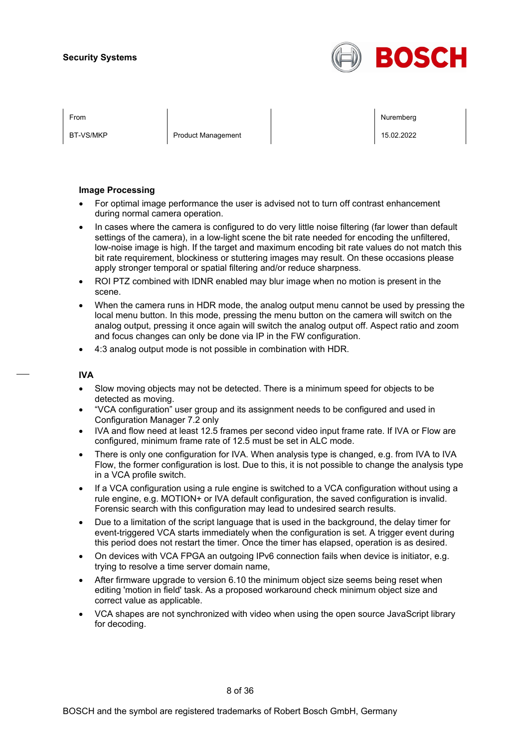**Image Processing**

- For optimal image performance the user is advised not to turn off contrast enhancement during normal camera operation.
- In cases where the camera is configured to do very little noise filtering (far lower than default settings of the camera), in a low-light scene the bit rate needed for encoding the unfiltered, low-noise image is high. If the target and maximum encoding bit rate values do not match this bit rate requirement, blockiness or stuttering images may result. On these occasions please apply stronger temporal or spatial filtering and/or reduce sharpness.
- ROI PTZ combined with IDNR enabled may blur image when no motion is present in the scene.
- When the camera runs in HDR mode, the analog output menu cannot be used by pressing the local menu button. In this mode, pressing the menu button on the camera will switch on the analog output, pressing it once again will switch the analog output off. Aspect ratio and zoom and focus changes can only be done via IP in the FW configuration.
- 4:3 analog output mode is not possible in combination with HDR.

**IVA**

- Slow moving objects may not be detected. There is a minimum speed for objects to be detected as moving.
- “VCA configuration” user group and its assignment needs to be configured and used in Configuration Manager 7.2 only
- IVA and flow need at least 12.5 frames per second video input frame rate. If IVA or Flow are configured, minimum frame rate of 12.5 must be set in ALC mode.
- There is only one configuration for IVA. When analysis type is changed, e.g. from IVA to IVA Flow, the former configuration is lost. Due to this, it is not possible to change the analysis type in a VCA profile switch.
- If a VCA configuration using a rule engine is switched to a VCA configuration without using a rule engine, e.g. MOTION+ or IVA default configuration, the saved configuration is invalid. Forensic search with this configuration may lead to undesired search results.
- Due to a limitation of the script language that is used in the background, the delay timer for event-triggered VCA starts immediately when the configuration is set. A trigger event during this period does not restart the timer. Once the timer has elapsed, operation is as desired.
- On devices with VCA FPGA an outgoing IPv6 connection fails when device is initiator, e.g. trying to resolve a time server domain name,
- After firmware upgrade to version 6.10 the minimum object size seems being reset when editing 'motion in field' task. As a proposed workaround check minimum object size and correct value as applicable.
- VCA shapes are not synchronized with video when using the open source JavaScript library for decoding.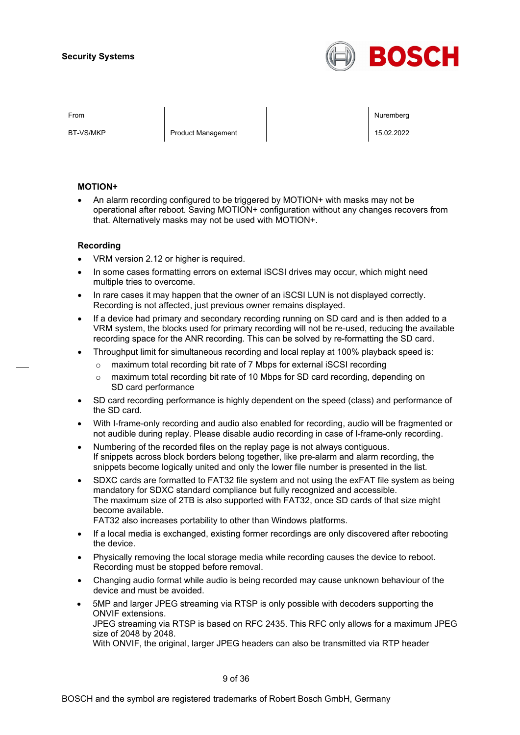Security Systems

| From | | | Nuremberg |
| --- | --- | --- | --- |
| BT-VS/MKP | Product Management | | 15.02.2022 |

**MOTION+**

- An alarm recording configured to be triggered by MOTION+ with masks may not be operational after reboot. Saving MOTION+ configuration without any changes recovers from that. Alternatively masks may not be used with MOTION+.

**Recording**

- VRM version 2.12 or higher is required.
- In some cases formatting errors on external iSCSI drives may occur, which might need multiple tries to overcome.
- In rare cases it may happen that the owner of an iSCSI LUN is not displayed correctly. Recording is not affected, just previous owner remains displayed.
- If a device had primary and secondary recording running on SD card and is then added to a VRM system, the blocks used for primary recording will not be re-used, reducing the available recording space for the ANR recording. This can be solved by re-formatting the SD card.
- Throughput limit for simultaneous recording and local replay at 100% playback speed is:
  - maximum total recording bit rate of 7 Mbps for external iSCSI recording
  - maximum total recording bit rate of 10 Mbps for SD card recording, depending on SD card performance
- SD card recording performance is highly dependent on the speed (class) and performance of the SD card.
- With I-frame-only recording and audio also enabled for recording, audio will be fragmented or not audible during replay. Please disable audio recording in case of I-frame-only recording.
- Numbering of the recorded files on the replay page is not always contiguous.
  If snippets across block borders belong together, like pre-alarm and alarm recording, the snippets become logically united and only the lower file number is presented in the list.
- SDXC cards are formatted to FAT32 file system and not using the exFAT file system as being mandatory for SDXC standard compliance but fully recognized and accessible.
  The maximum size of 2TB is also supported with FAT32, once SD cards of that size might become available.
  FAT32 also increases portability to other than Windows platforms.
- If a local media is exchanged, existing former recordings are only discovered after rebooting the device.
- Physically removing the local storage media while recording causes the device to reboot. Recording must be stopped before removal.
- Changing audio format while audio is being recorded may cause unknown behaviour of the device and must be avoided.
- 5MP and larger JPEG streaming via RTSP is only possible with decoders supporting the ONVIF extensions.
  JPEG streaming via RTSP is based on RFC 2435. This RFC only allows for a maximum JPEG size of 2048 by 2048.
  With ONVIF, the original, larger JPEG headers can also be transmitted via RTP header

BOSCH and the symbol are registered trademarks of Robert Bosch GmbH, Germany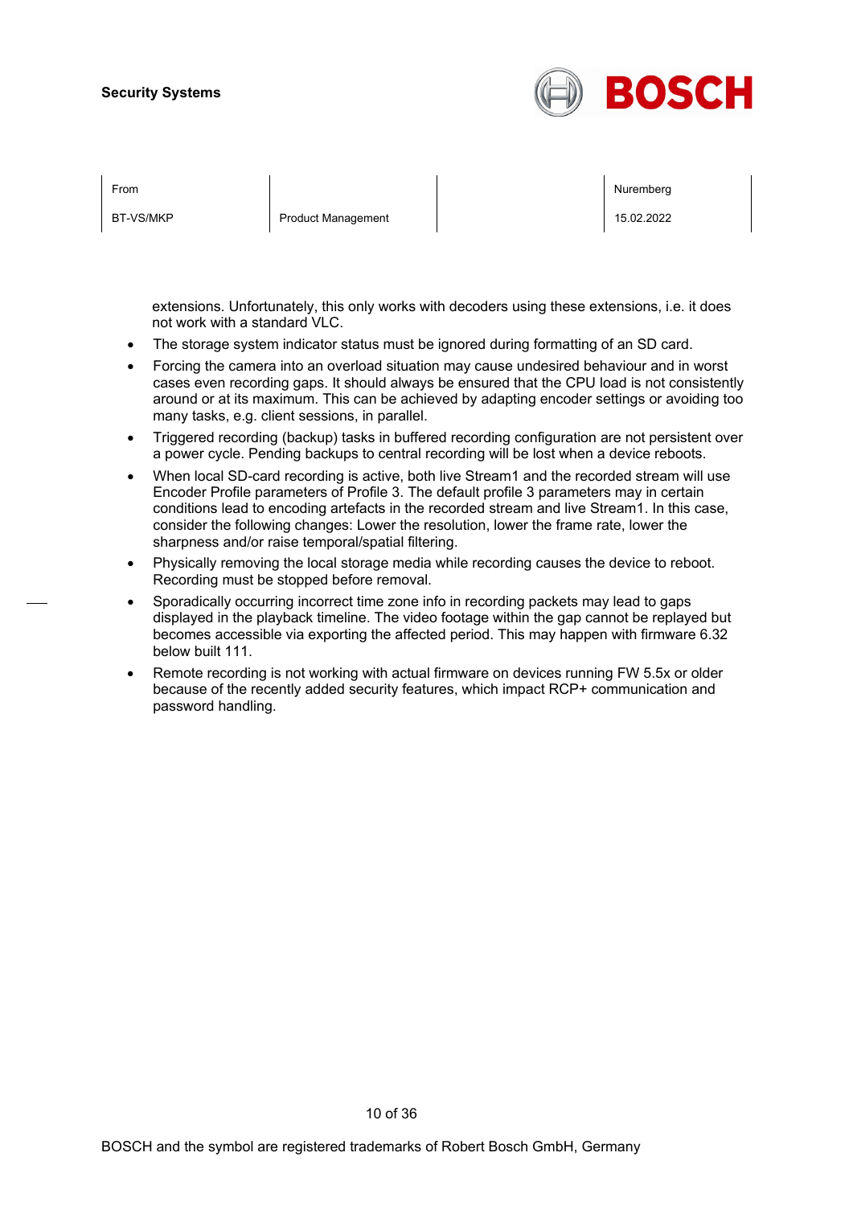extensions. Unfortunately, this only works with decoders using these extensions, i.e. it does not work with a standard VLC.

- The storage system indicator status must be ignored during formatting of an SD card.
- Forcing the camera into an overload situation may cause undesired behaviour and in worst cases even recording gaps. It should always be ensured that the CPU load is not consistently around or at its maximum. This can be achieved by adapting encoder settings or avoiding too many tasks, e.g. client sessions, in parallel.
- Triggered recording (backup) tasks in buffered recording configuration are not persistent over a power cycle. Pending backups to central recording will be lost when a device reboots.
- When local SD-card recording is active, both live Stream1 and the recorded stream will use Encoder Profile parameters of Profile 3. The default profile 3 parameters may in certain conditions lead to encoding artefacts in the recorded stream and live Stream1. In this case, consider the following changes: Lower the resolution, lower the frame rate, lower the sharpness and/or raise temporal/spatial filtering.
- Physically removing the local storage media while recording causes the device to reboot. Recording must be stopped before removal.
- Sporadically occurring incorrect time zone info in recording packets may lead to gaps displayed in the playback timeline. The video footage within the gap cannot be replayed but becomes accessible via exporting the affected period. This may happen with firmware 6.32 below built 111.
- Remote recording is not working with actual firmware on devices running FW 5.5x or older because of the recently added security features, which impact RCP+ communication and password handling.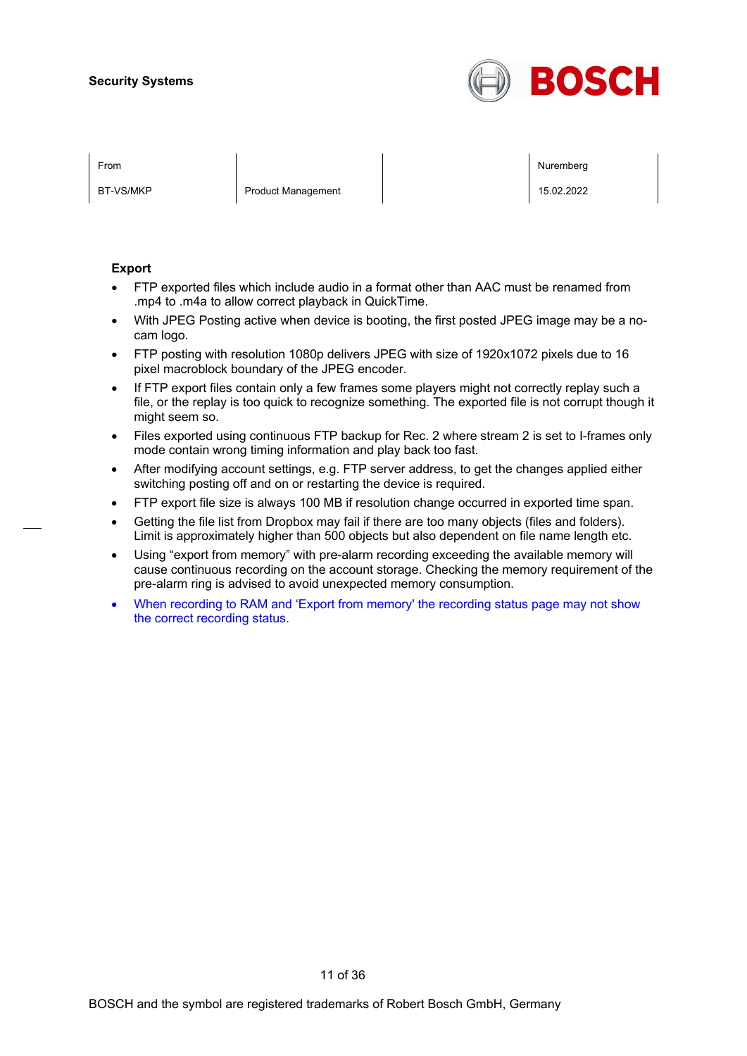## Export

- FTP exported files which include audio in a format other than AAC must be renamed from .mp4 to .m4a to allow correct playback in QuickTime.
- With JPEG Posting active when device is booting, the first posted JPEG image may be a no-cam logo.
- FTP posting with resolution 1080p delivers JPEG with size of 1920x1072 pixels due to 16 pixel macroblock boundary of the JPEG encoder.
- If FTP export files contain only a few frames some players might not correctly replay such a file, or the replay is too quick to recognize something. The exported file is not corrupt though it might seem so.
- Files exported using continuous FTP backup for Rec. 2 where stream 2 is set to I-frames only mode contain wrong timing information and play back too fast.
- After modifying account settings, e.g. FTP server address, to get the changes applied either switching posting off and on or restarting the device is required.
- FTP export file size is always 100 MB if resolution change occurred in exported time span.
- Getting the file list from Dropbox may fail if there are too many objects (files and folders). Limit is approximately higher than 500 objects but also dependent on file name length etc.
- Using “export from memory” with pre-alarm recording exceeding the available memory will cause continuous recording on the account storage. Checking the memory requirement of the pre-alarm ring is advised to avoid unexpected memory consumption.
- When recording to RAM and ‘Export from memory' the recording status page may not show the correct recording status.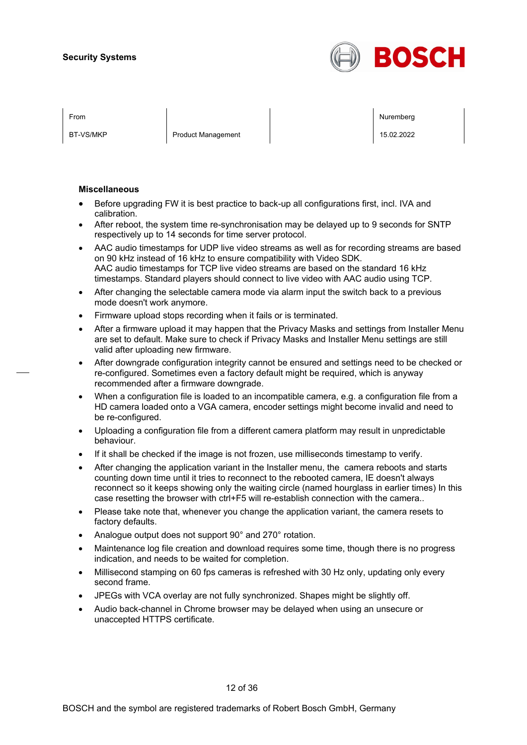**Miscellaneous**

- Before upgrading FW it is best practice to back-up all configurations first, incl. IVA and calibration.
- After reboot, the system time re-synchronisation may be delayed up to 9 seconds for SNTP respectively up to 14 seconds for time server protocol.
- AAC audio timestamps for UDP live video streams as well as for recording streams are based on 90 kHz instead of 16 kHz to ensure compatibility with Video SDK.
  AAC audio timestamps for TCP live video streams are based on the standard 16 kHz timestamps. Standard players should connect to live video with AAC audio using TCP.
- After changing the selectable camera mode via alarm input the switch back to a previous mode doesn't work anymore.
- Firmware upload stops recording when it fails or is terminated.
- After a firmware upload it may happen that the Privacy Masks and settings from Installer Menu are set to default. Make sure to check if Privacy Masks and Installer Menu settings are still valid after uploading new firmware.
- After downgrade configuration integrity cannot be ensured and settings need to be checked or re-configured. Sometimes even a factory default might be required, which is anyway recommended after a firmware downgrade.
- When a configuration file is loaded to an incompatible camera, e.g. a configuration file from a HD camera loaded onto a VGA camera, encoder settings might become invalid and need to be re-configured.
- Uploading a configuration file from a different camera platform may result in unpredictable behaviour.
- If it shall be checked if the image is not frozen, use milliseconds timestamp to verify.
- After changing the application variant in the Installer menu, the camera reboots and starts counting down time until it tries to reconnect to the rebooted camera, IE doesn't always reconnect so it keeps showing only the waiting circle (named hourglass in earlier times) In this case resetting the browser with ctrl+F5 will re-establish connection with the camera..
- Please take note that, whenever you change the application variant, the camera resets to factory defaults.
- Analogue output does not support 90° and 270° rotation.
- Maintenance log file creation and download requires some time, though there is no progress indication, and needs to be waited for completion.
- Millisecond stamping on 60 fps cameras is refreshed with 30 Hz only, updating only every second frame.
- JPEGs with VCA overlay are not fully synchronized. Shapes might be slightly off.
- Audio back-channel in Chrome browser may be delayed when using an unsecure or unaccepted HTTPS certificate.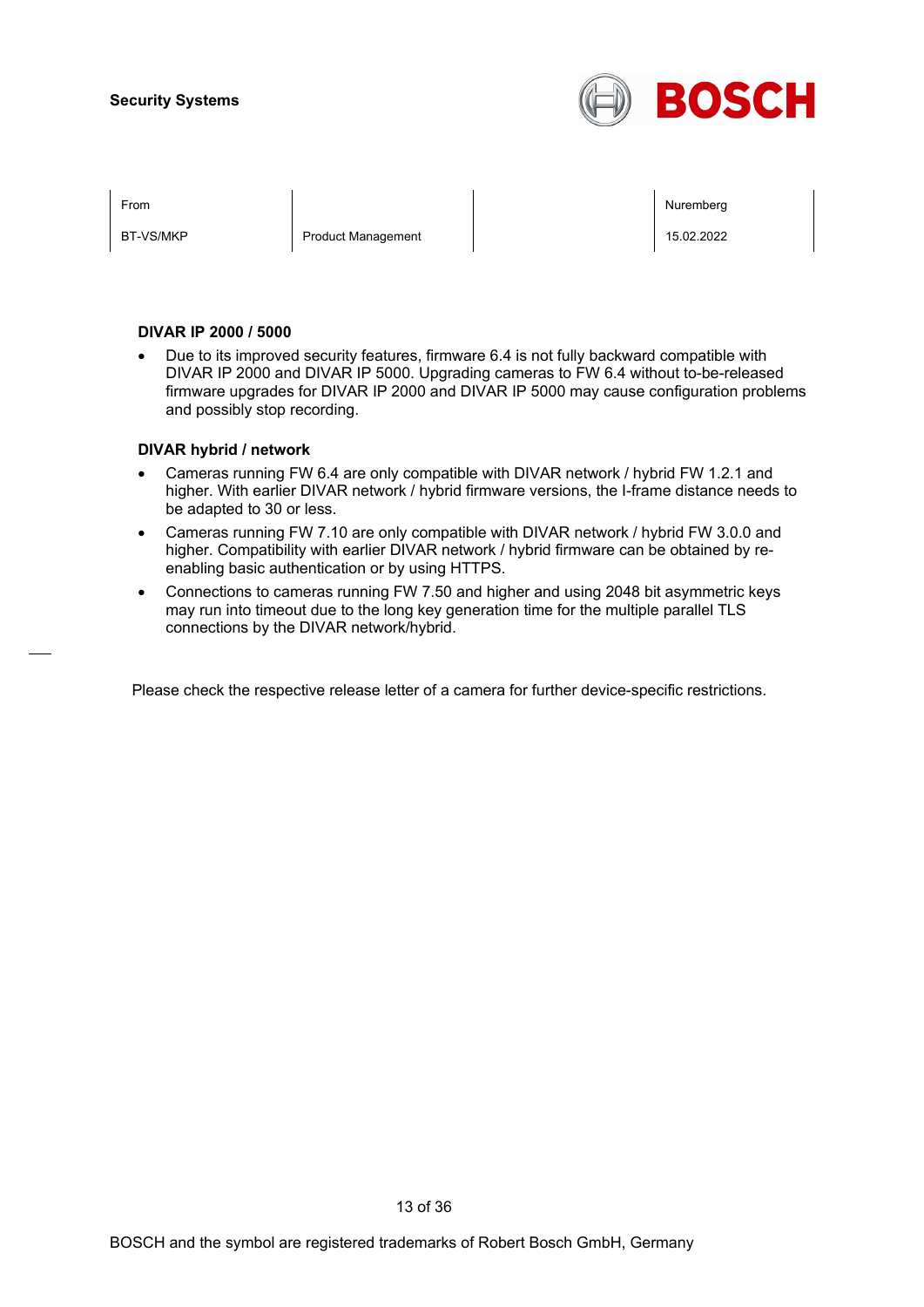**DIVAR IP 2000 / 5000**

- Due to its improved security features, firmware 6.4 is not fully backward compatible with DIVAR IP 2000 and DIVAR IP 5000. Upgrading cameras to FW 6.4 without to-be-released firmware upgrades for DIVAR IP 2000 and DIVAR IP 5000 may cause configuration problems and possibly stop recording.

**DIVAR hybrid / network**

- Cameras running FW 6.4 are only compatible with DIVAR network / hybrid FW 1.2.1 and higher. With earlier DIVAR network / hybrid firmware versions, the I-frame distance needs to be adapted to 30 or less.
- Cameras running FW 7.10 are only compatible with DIVAR network / hybrid FW 3.0.0 and higher. Compatibility with earlier DIVAR network / hybrid firmware can be obtained by re-enabling basic authentication or by using HTTPS.
- Connections to cameras running FW 7.50 and higher and using 2048 bit asymmetric keys may run into timeout due to the long key generation time for the multiple parallel TLS connections by the DIVAR network/hybrid.

Please check the respective release letter of a camera for further device-specific restrictions.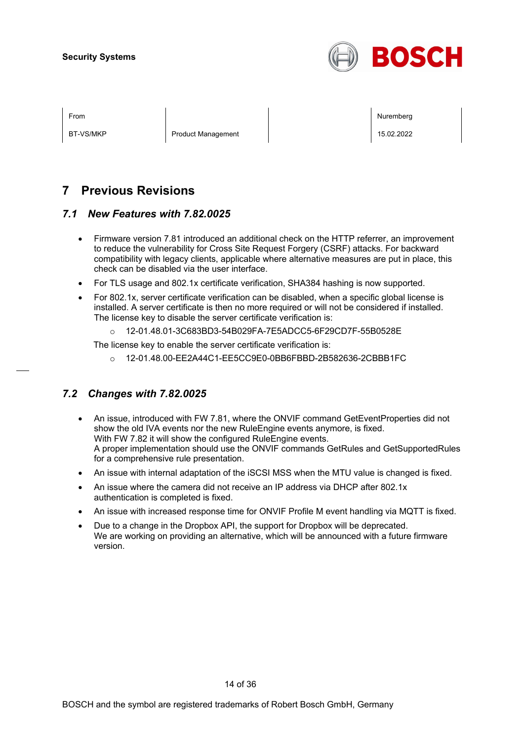# 7 Previous Revisions

## 7.1 New Features with 7.82.0025

- Firmware version 7.81 introduced an additional check on the HTTP referrer, an improvement to reduce the vulnerability for Cross Site Request Forgery (CSRF) attacks. For backward compatibility with legacy clients, applicable where alternative measures are put in place, this check can be disabled via the user interface.
- For TLS usage and 802.1x certificate verification, SHA384 hashing is now supported.
- For 802.1x, server certificate verification can be disabled, when a specific global license is installed. A server certificate is then no more required or will not be considered if installed. The license key to disable the server certificate verification is:
  - 12-01.48.01-3C683BD3-54B029FA-7E5ADCC5-6F29CD7F-55B0528E

  The license key to enable the server certificate verification is:
  - 12-01.48.00-EE2A44C1-EE5CC9E0-0BB6FBBD-2B582636-2CBBB1FC

## 7.2 Changes with 7.82.0025

- An issue, introduced with FW 7.81, where the ONVIF command GetEventProperties did not show the old IVA events nor the new RuleEngine events anymore, is fixed.
  With FW 7.82 it will show the configured RuleEngine events.
  A proper implementation should use the ONVIF commands GetRules and GetSupportedRules for a comprehensive rule presentation.
- An issue with internal adaptation of the iSCSI MSS when the MTU value is changed is fixed.
- An issue where the camera did not receive an IP address via DHCP after 802.1x authentication is completed is fixed.
- An issue with increased response time for ONVIF Profile M event handling via MQTT is fixed.
- Due to a change in the Dropbox API, the support for Dropbox will be deprecated.
  We are working on providing an alternative, which will be announced with a future firmware version.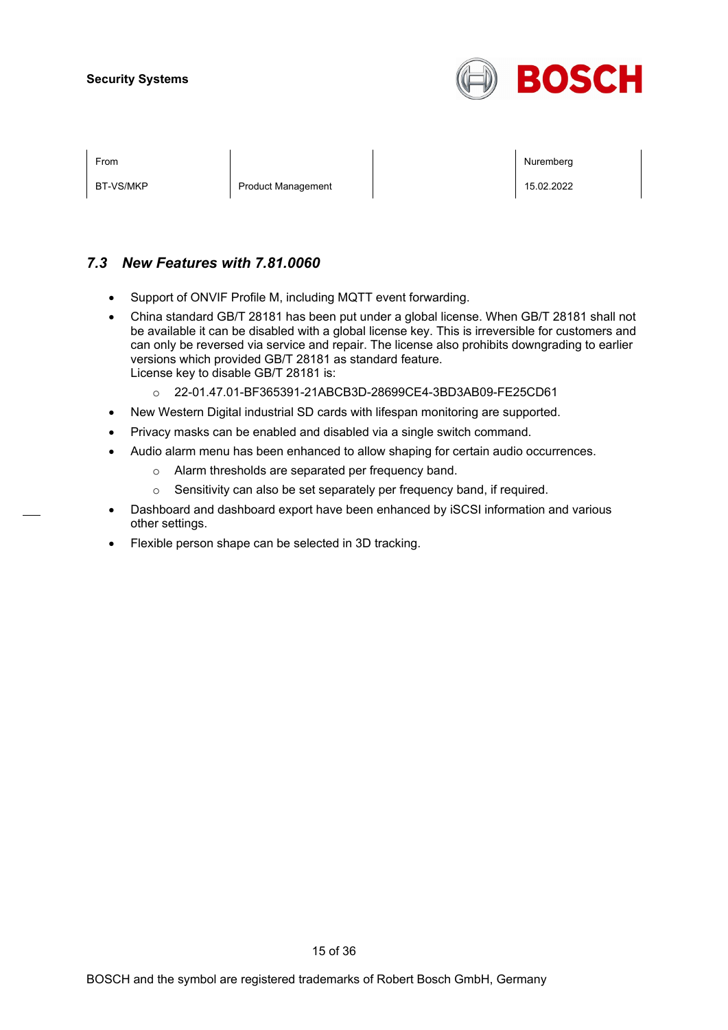## 7.3 New Features with 7.81.0060

- Support of ONVIF Profile M, including MQTT event forwarding.
- China standard GB/T 28181 has been put under a global license. When GB/T 28181 shall not be available it can be disabled with a global license key. This is irreversible for customers and can only be reversed via service and repair. The license also prohibits downgrading to earlier versions which provided GB/T 28181 as standard feature.
  License key to disable GB/T 28181 is:
    - 22-01.47.01-BF365391-21ABCB3D-28699CE4-3BD3AB09-FE25CD61
- New Western Digital industrial SD cards with lifespan monitoring are supported.
- Privacy masks can be enabled and disabled via a single switch command.
- Audio alarm menu has been enhanced to allow shaping for certain audio occurrences.
    - Alarm thresholds are separated per frequency band.
    - Sensitivity can also be set separately per frequency band, if required.
- Dashboard and dashboard export have been enhanced by iSCSI information and various other settings.
- Flexible person shape can be selected in 3D tracking.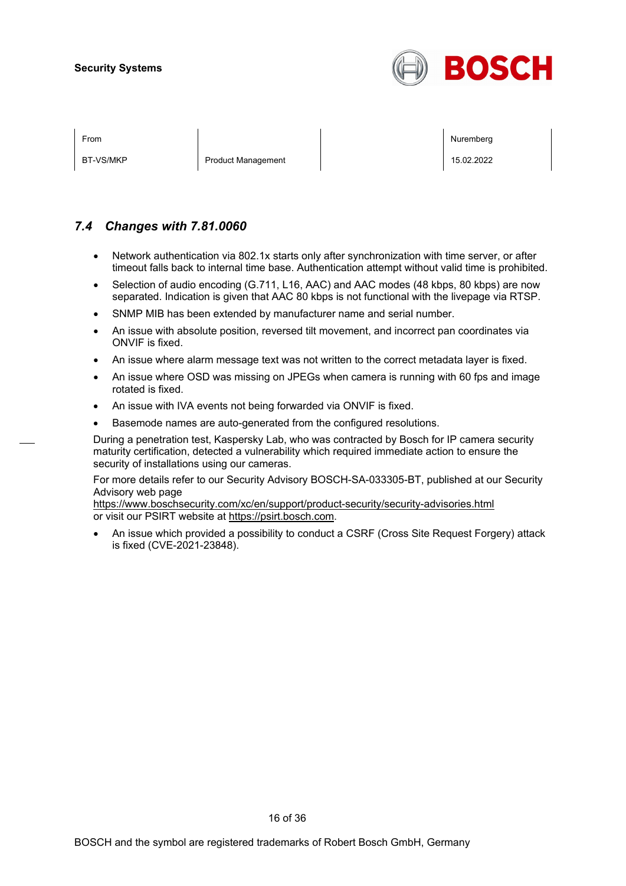### 7.4 Changes with 7.81.0060

- Network authentication via 802.1x starts only after synchronization with time server, or after timeout falls back to internal time base. Authentication attempt without valid time is prohibited.
- Selection of audio encoding (G.711, L16, AAC) and AAC modes (48 kbps, 80 kbps) are now separated. Indication is given that AAC 80 kbps is not functional with the livepage via RTSP.
- SNMP MIB has been extended by manufacturer name and serial number.
- An issue with absolute position, reversed tilt movement, and incorrect pan coordinates via ONVIF is fixed.
- An issue where alarm message text was not written to the correct metadata layer is fixed.
- An issue where OSD was missing on JPEGs when camera is running with 60 fps and image rotated is fixed.
- An issue with IVA events not being forwarded via ONVIF is fixed.
- Basemode names are auto-generated from the configured resolutions.

During a penetration test, Kaspersky Lab, who was contracted by Bosch for IP camera security maturity certification, detected a vulnerability which required immediate action to ensure the security of installations using our cameras.

For more details refer to our Security Advisory BOSCH-SA-033305-BT, published at our Security Advisory web page
https://www.boschsecurity.com/xc/en/support/product-security/security-advisories.html
or visit our PSIRT website at https://psirt.bosch.com.

- An issue which provided a possibility to conduct a CSRF (Cross Site Request Forgery) attack is fixed (CVE-2021-23848).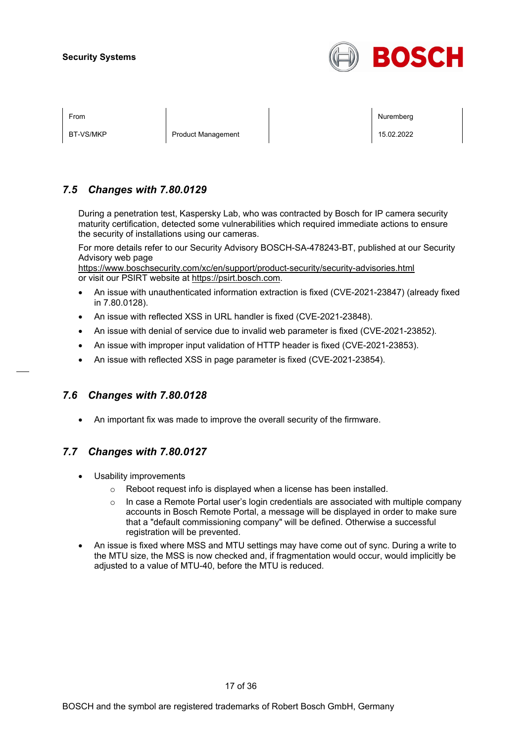## 7.5 Changes with 7.80.0129

During a penetration test, Kaspersky Lab, who was contracted by Bosch for IP camera security maturity certification, detected some vulnerabilities which required immediate actions to ensure the security of installations using our cameras.

For more details refer to our Security Advisory BOSCH-SA-478243-BT, published at our Security Advisory web page
https://www.boschsecurity.com/xc/en/support/product-security/security-advisories.html
or visit our PSIRT website at https://psirt.bosch.com.

- An issue with unauthenticated information extraction is fixed (CVE-2021-23847) (already fixed in 7.80.0128).
- An issue with reflected XSS in URL handler is fixed (CVE-2021-23848).
- An issue with denial of service due to invalid web parameter is fixed (CVE-2021-23852).
- An issue with improper input validation of HTTP header is fixed (CVE-2021-23853).
- An issue with reflected XSS in page parameter is fixed (CVE-2021-23854).

## 7.6 Changes with 7.80.0128

- An important fix was made to improve the overall security of the firmware.

## 7.7 Changes with 7.80.0127

- Usability improvements
  - Reboot request info is displayed when a license has been installed.
  - In case a Remote Portal user's login credentials are associated with multiple company accounts in Bosch Remote Portal, a message will be displayed in order to make sure that a "default commissioning company" will be defined. Otherwise a successful registration will be prevented.
- An issue is fixed where MSS and MTU settings may have come out of sync. During a write to the MTU size, the MSS is now checked and, if fragmentation would occur, would implicitly be adjusted to a value of MTU-40, before the MTU is reduced.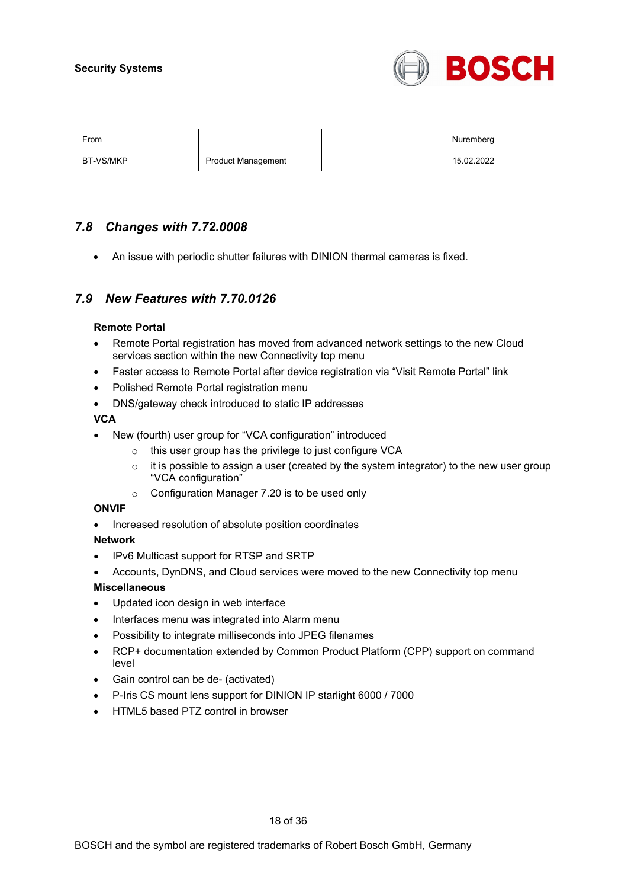## 7.8 *Changes with 7.72.0008*

- An issue with periodic shutter failures with DINION thermal cameras is fixed.

## 7.9 *New Features with 7.70.0126*

**Remote Portal**

- Remote Portal registration has moved from advanced network settings to the new Cloud services section within the new Connectivity top menu
- Faster access to Remote Portal after device registration via “Visit Remote Portal” link
- Polished Remote Portal registration menu
- DNS/gateway check introduced to static IP addresses

**VCA**

- New (fourth) user group for “VCA configuration” introduced
  - this user group has the privilege to just configure VCA
  - it is possible to assign a user (created by the system integrator) to the new user group “VCA configuration”
  - Configuration Manager 7.20 is to be used only

**ONVIF**

- Increased resolution of absolute position coordinates

**Network**

- IPv6 Multicast support for RTSP and SRTP
- Accounts, DynDNS, and Cloud services were moved to the new Connectivity top menu

**Miscellaneous**

- Updated icon design in web interface
- Interfaces menu was integrated into Alarm menu
- Possibility to integrate milliseconds into JPEG filenames
- RCP+ documentation extended by Common Product Platform (CPP) support on command level
- Gain control can be de- (activated)
- P-Iris CS mount lens support for DINION IP starlight 6000 / 7000
- HTML5 based PTZ control in browser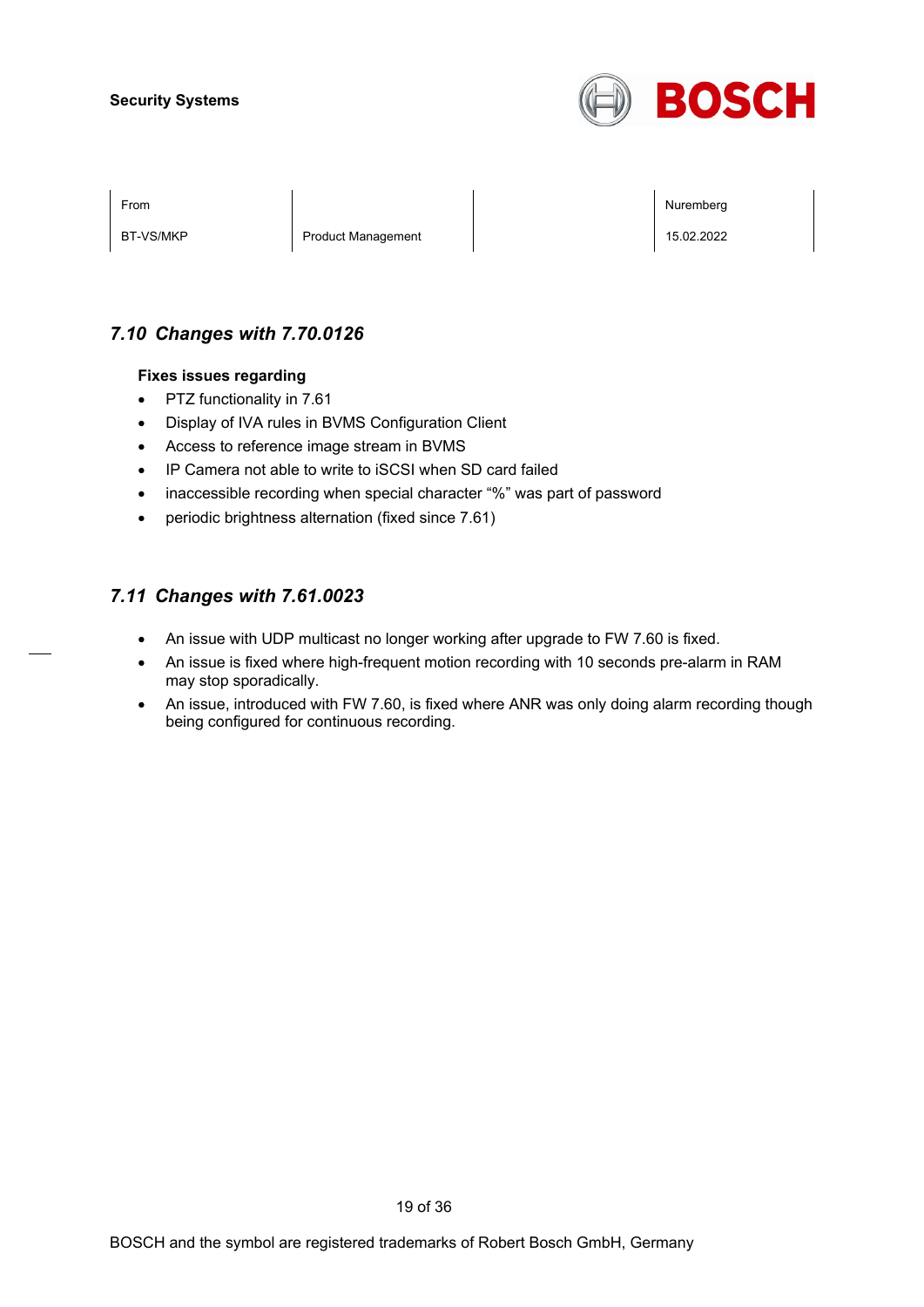## *7.10 Changes with 7.70.0126*

**Fixes issues regarding**

- PTZ functionality in 7.61
- Display of IVA rules in BVMS Configuration Client
- Access to reference image stream in BVMS
- IP Camera not able to write to iSCSI when SD card failed
- inaccessible recording when special character “%” was part of password
- periodic brightness alternation (fixed since 7.61)

## *7.11 Changes with 7.61.0023*

- An issue with UDP multicast no longer working after upgrade to FW 7.60 is fixed.
- An issue is fixed where high-frequent motion recording with 10 seconds pre-alarm in RAM may stop sporadically.
- An issue, introduced with FW 7.60, is fixed where ANR was only doing alarm recording though being configured for continuous recording.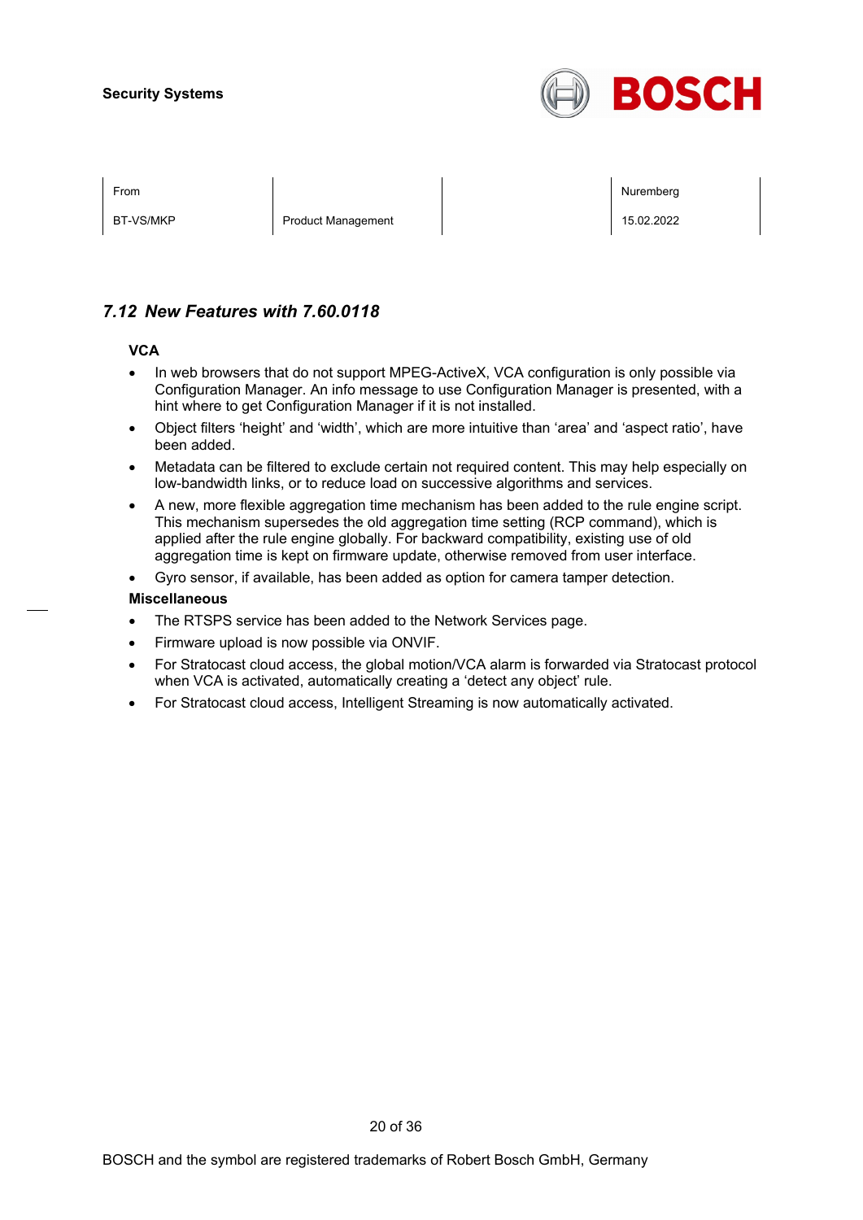## 7.12 *New Features with 7.60.0118*

### VCA

- In web browsers that do not support MPEG-ActiveX, VCA configuration is only possible via Configuration Manager. An info message to use Configuration Manager is presented, with a hint where to get Configuration Manager if it is not installed.
- Object filters ‘height’ and ‘width’, which are more intuitive than ‘area’ and ‘aspect ratio’, have been added.
- Metadata can be filtered to exclude certain not required content. This may help especially on low-bandwidth links, or to reduce load on successive algorithms and services.
- A new, more flexible aggregation time mechanism has been added to the rule engine script. This mechanism supersedes the old aggregation time setting (RCP command), which is applied after the rule engine globally. For backward compatibility, existing use of old aggregation time is kept on firmware update, otherwise removed from user interface.
- Gyro sensor, if available, has been added as option for camera tamper detection.

### Miscellaneous

- The RTSPS service has been added to the Network Services page.
- Firmware upload is now possible via ONVIF.
- For Stratocast cloud access, the global motion/VCA alarm is forwarded via Stratocast protocol when VCA is activated, automatically creating a ‘detect any object’ rule.
- For Stratocast cloud access, Intelligent Streaming is now automatically activated.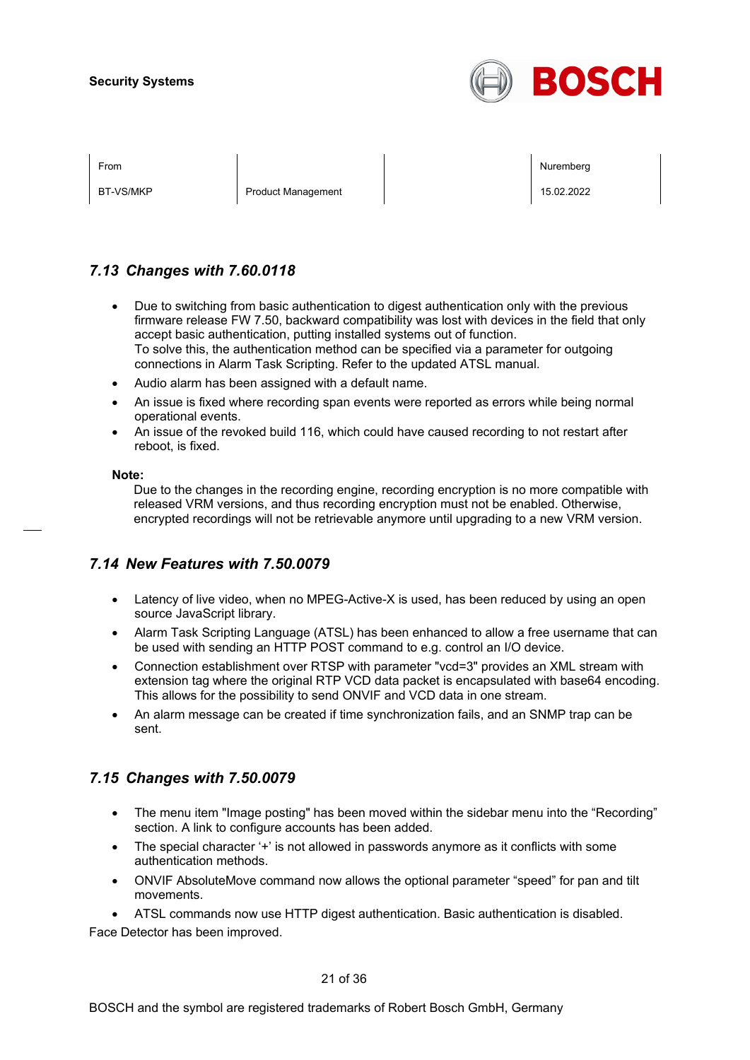## 7.13 Changes with 7.60.0118

- Due to switching from basic authentication to digest authentication only with the previous firmware release FW 7.50, backward compatibility was lost with devices in the field that only accept basic authentication, putting installed systems out of function.
  To solve this, the authentication method can be specified via a parameter for outgoing connections in Alarm Task Scripting. Refer to the updated ATSL manual.
- Audio alarm has been assigned with a default name.
- An issue is fixed where recording span events were reported as errors while being normal operational events.
- An issue of the revoked build 116, which could have caused recording to not restart after reboot, is fixed.

**Note:**
Due to the changes in the recording engine, recording encryption is no more compatible with released VRM versions, and thus recording encryption must not be enabled. Otherwise, encrypted recordings will not be retrievable anymore until upgrading to a new VRM version.

## 7.14 New Features with 7.50.0079

- Latency of live video, when no MPEG-Active-X is used, has been reduced by using an open source JavaScript library.
- Alarm Task Scripting Language (ATSL) has been enhanced to allow a free username that can be used with sending an HTTP POST command to e.g. control an I/O device.
- Connection establishment over RTSP with parameter "vcd=3" provides an XML stream with extension tag where the original RTP VCD data packet is encapsulated with base64 encoding. This allows for the possibility to send ONVIF and VCD data in one stream.
- An alarm message can be created if time synchronization fails, and an SNMP trap can be sent.

## 7.15 Changes with 7.50.0079

- The menu item "Image posting" has been moved within the sidebar menu into the “Recording” section. A link to configure accounts has been added.
- The special character ‘+’ is not allowed in passwords anymore as it conflicts with some authentication methods.
- ONVIF AbsoluteMove command now allows the optional parameter “speed” for pan and tilt movements.
- ATSL commands now use HTTP digest authentication. Basic authentication is disabled.

Face Detector has been improved.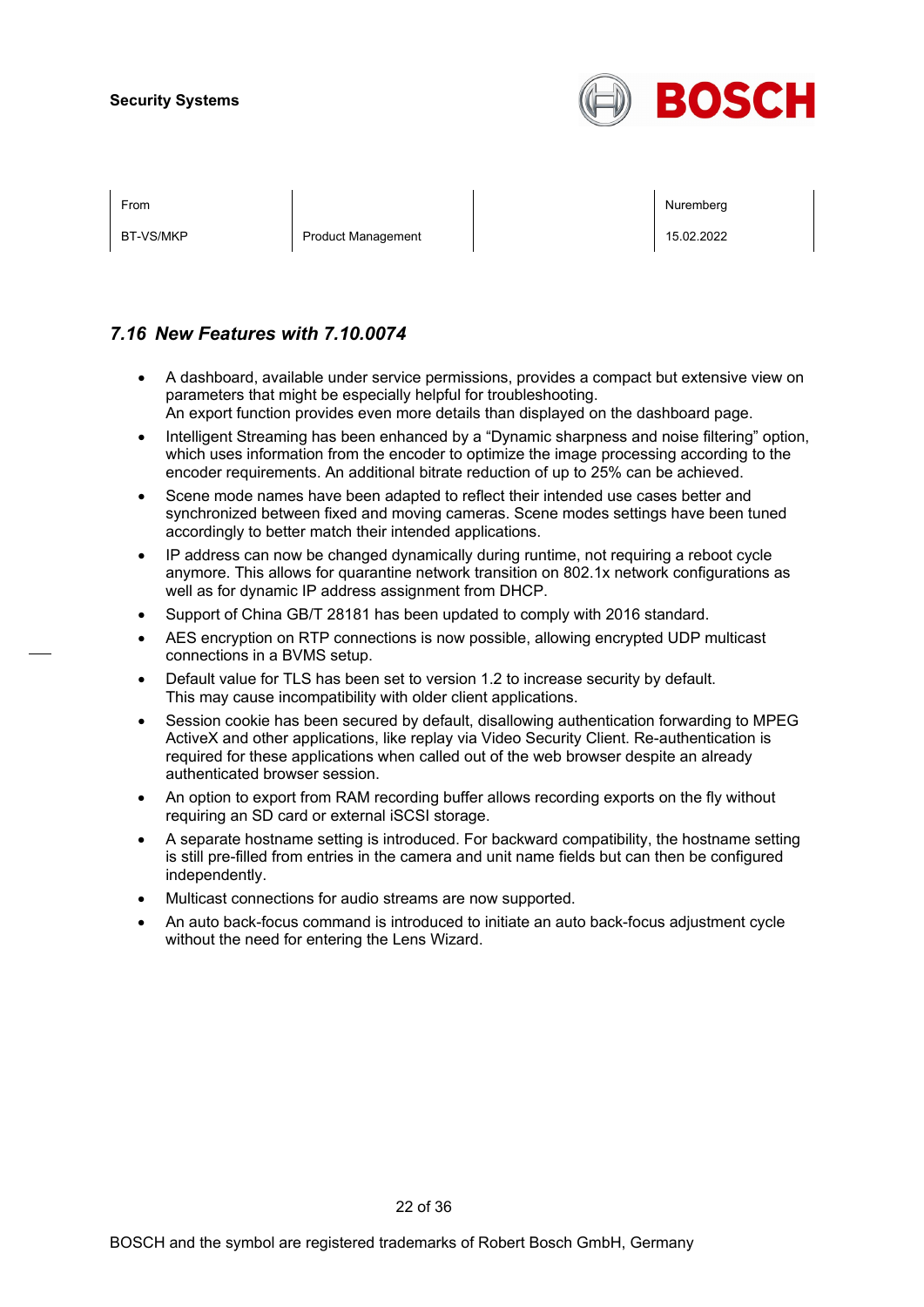## 7.16 New Features with 7.10.0074

- A dashboard, available under service permissions, provides a compact but extensive view on parameters that might be especially helpful for troubleshooting.
  An export function provides even more details than displayed on the dashboard page.
- Intelligent Streaming has been enhanced by a "Dynamic sharpness and noise filtering" option, which uses information from the encoder to optimize the image processing according to the encoder requirements. An additional bitrate reduction of up to 25% can be achieved.
- Scene mode names have been adapted to reflect their intended use cases better and synchronized between fixed and moving cameras. Scene modes settings have been tuned accordingly to better match their intended applications.
- IP address can now be changed dynamically during runtime, not requiring a reboot cycle anymore. This allows for quarantine network transition on 802.1x network configurations as well as for dynamic IP address assignment from DHCP.
- Support of China GB/T 28181 has been updated to comply with 2016 standard.
- AES encryption on RTP connections is now possible, allowing encrypted UDP multicast connections in a BVMS setup.
- Default value for TLS has been set to version 1.2 to increase security by default.
  This may cause incompatibility with older client applications.
- Session cookie has been secured by default, disallowing authentication forwarding to MPEG ActiveX and other applications, like replay via Video Security Client. Re-authentication is required for these applications when called out of the web browser despite an already authenticated browser session.
- An option to export from RAM recording buffer allows recording exports on the fly without requiring an SD card or external iSCSI storage.
- A separate hostname setting is introduced. For backward compatibility, the hostname setting is still pre-filled from entries in the camera and unit name fields but can then be configured independently.
- Multicast connections for audio streams are now supported.
- An auto back-focus command is introduced to initiate an auto back-focus adjustment cycle without the need for entering the Lens Wizard.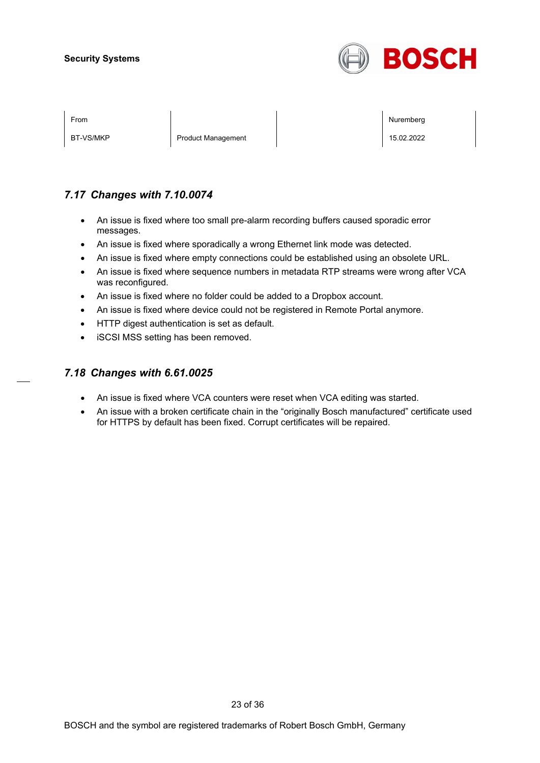## *7.17 Changes with 7.10.0074*

- An issue is fixed where too small pre-alarm recording buffers caused sporadic error messages.
- An issue is fixed where sporadically a wrong Ethernet link mode was detected.
- An issue is fixed where empty connections could be established using an obsolete URL.
- An issue is fixed where sequence numbers in metadata RTP streams were wrong after VCA was reconfigured.
- An issue is fixed where no folder could be added to a Dropbox account.
- An issue is fixed where device could not be registered in Remote Portal anymore.
- HTTP digest authentication is set as default.
- iSCSI MSS setting has been removed.

## *7.18 Changes with 6.61.0025*

- An issue is fixed where VCA counters were reset when VCA editing was started.
- An issue with a broken certificate chain in the “originally Bosch manufactured” certificate used for HTTPS by default has been fixed. Corrupt certificates will be repaired.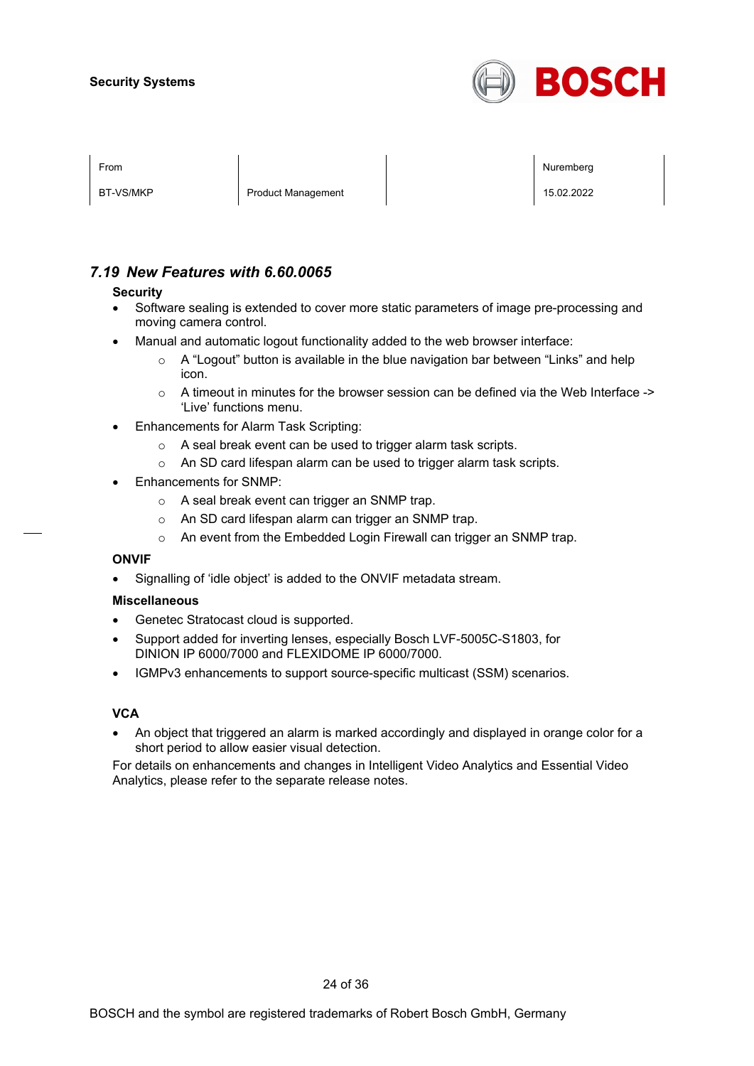## 7.19 New Features with 6.60.0065

**Security**

- Software sealing is extended to cover more static parameters of image pre-processing and moving camera control.
- Manual and automatic logout functionality added to the web browser interface:
    - A “Logout” button is available in the blue navigation bar between “Links” and help icon.
    - A timeout in minutes for the browser session can be defined via the Web Interface -> ‘Live’ functions menu.
- Enhancements for Alarm Task Scripting:
    - A seal break event can be used to trigger alarm task scripts.
    - An SD card lifespan alarm can be used to trigger alarm task scripts.
- Enhancements for SNMP:
    - A seal break event can trigger an SNMP trap.
    - An SD card lifespan alarm can trigger an SNMP trap.
    - An event from the Embedded Login Firewall can trigger an SNMP trap.

**ONVIF**

- Signalling of ‘idle object’ is added to the ONVIF metadata stream.

**Miscellaneous**

- Genetec Stratocast cloud is supported.
- Support added for inverting lenses, especially Bosch LVF-5005C-S1803, for DINION IP 6000/7000 and FLEXIDOME IP 6000/7000.
- IGMPv3 enhancements to support source-specific multicast (SSM) scenarios.

**VCA**

- An object that triggered an alarm is marked accordingly and displayed in orange color for a short period to allow easier visual detection.

For details on enhancements and changes in Intelligent Video Analytics and Essential Video Analytics, please refer to the separate release notes.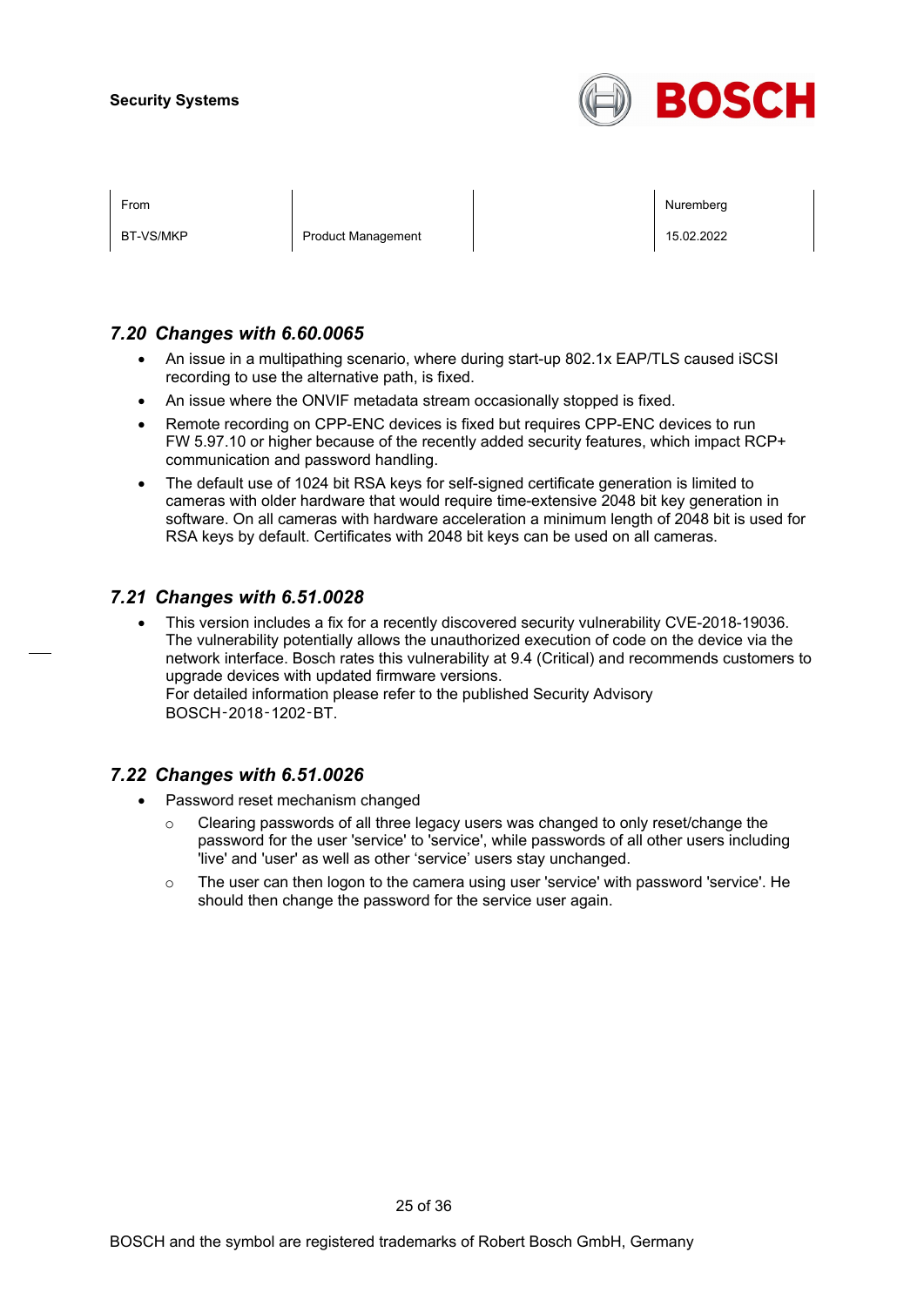## 7.20 Changes with 6.60.0065

- An issue in a multipathing scenario, where during start-up 802.1x EAP/TLS caused iSCSI recording to use the alternative path, is fixed.
- An issue where the ONVIF metadata stream occasionally stopped is fixed.
- Remote recording on CPP-ENC devices is fixed but requires CPP-ENC devices to run FW 5.97.10 or higher because of the recently added security features, which impact RCP+ communication and password handling.
- The default use of 1024 bit RSA keys for self-signed certificate generation is limited to cameras with older hardware that would require time-extensive 2048 bit key generation in software. On all cameras with hardware acceleration a minimum length of 2048 bit is used for RSA keys by default. Certificates with 2048 bit keys can be used on all cameras.

## 7.21 Changes with 6.51.0028

- This version includes a fix for a recently discovered security vulnerability CVE-2018-19036. The vulnerability potentially allows the unauthorized execution of code on the device via the network interface. Bosch rates this vulnerability at 9.4 (Critical) and recommends customers to upgrade devices with updated firmware versions.
  For detailed information please refer to the published Security Advisory BOSCH-2018-1202-BT.

## 7.22 Changes with 6.51.0026

- Password reset mechanism changed
  - Clearing passwords of all three legacy users was changed to only reset/change the password for the user 'service' to 'service', while passwords of all other users including 'live' and 'user' as well as other 'service' users stay unchanged.
  - The user can then logon to the camera using user 'service' with password 'service'. He should then change the password for the service user again.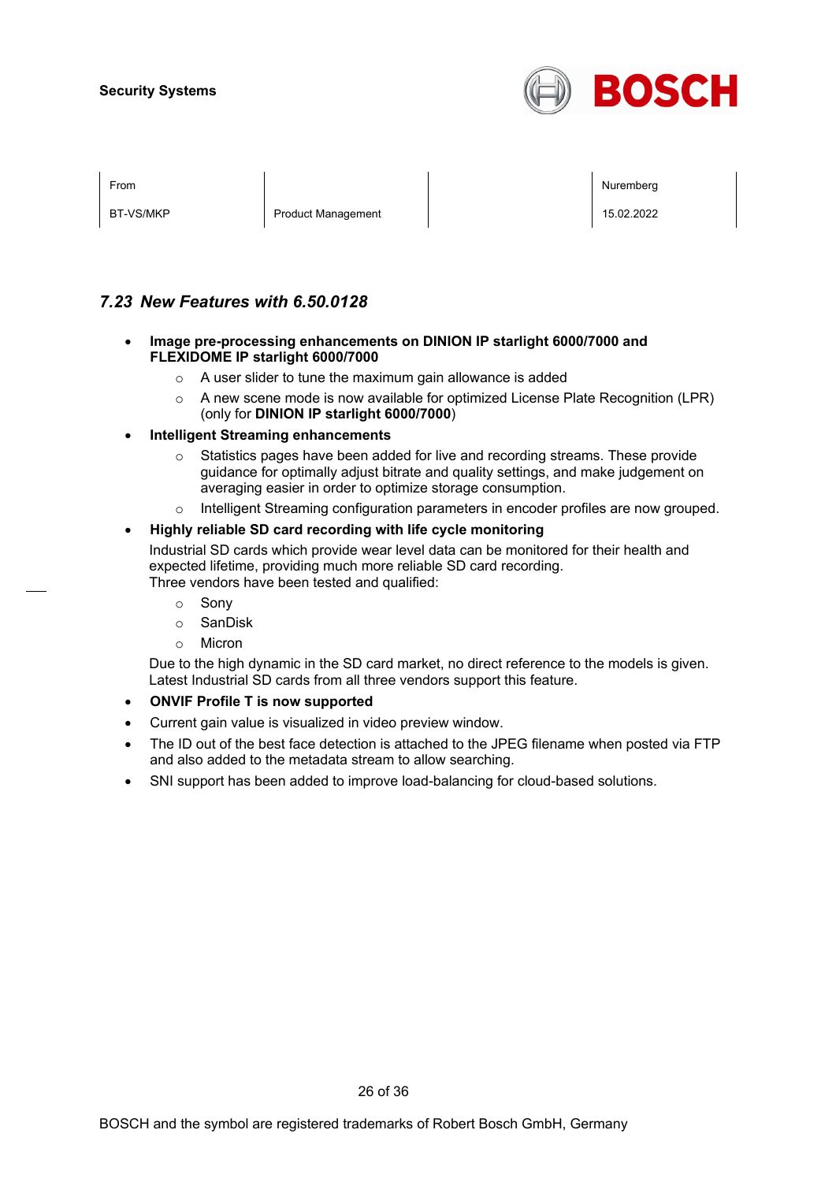| From | | | Nuremberg |
| --- | --- | --- | --- |
| BT-VS/MKP | Product Management | | 15.02.2022 |

## *7.23 New Features with 6.50.0128*

- **Image pre-processing enhancements on DINION IP starlight 6000/7000 and FLEXIDOME IP starlight 6000/7000**
  - A user slider to tune the maximum gain allowance is added
  - A new scene mode is now available for optimized License Plate Recognition (LPR) (only for **DINION IP starlight 6000/7000**)
- **Intelligent Streaming enhancements**
  - Statistics pages have been added for live and recording streams. These provide guidance for optimally adjust bitrate and quality settings, and make judgement on averaging easier in order to optimize storage consumption.
  - Intelligent Streaming configuration parameters in encoder profiles are now grouped.
- **Highly reliable SD card recording with life cycle monitoring**

  Industrial SD cards which provide wear level data can be monitored for their health and expected lifetime, providing much more reliable SD card recording.
  Three vendors have been tested and qualified:
  - Sony
  - SanDisk
  - Micron

  Due to the high dynamic in the SD card market, no direct reference to the models is given. Latest Industrial SD cards from all three vendors support this feature.
- **ONVIF Profile T is now supported**
- Current gain value is visualized in video preview window.
- The ID out of the best face detection is attached to the JPEG filename when posted via FTP and also added to the metadata stream to allow searching.
- SNI support has been added to improve load-balancing for cloud-based solutions.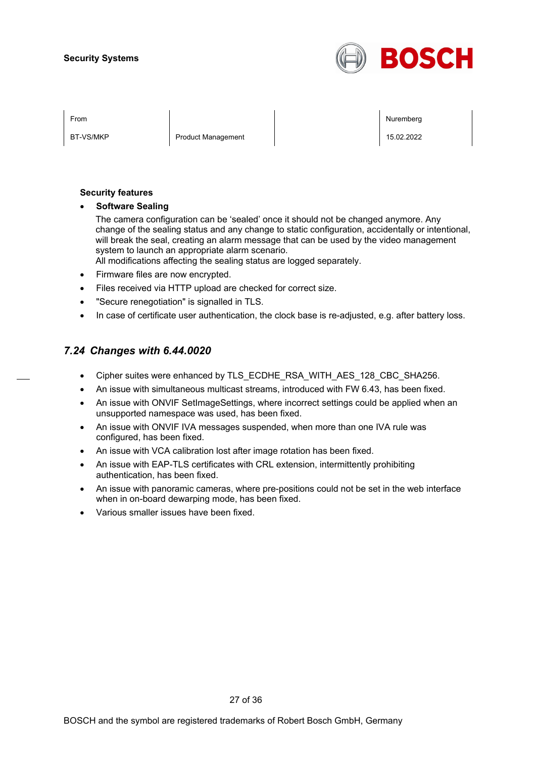**Security features**

- **Software Sealing**
  The camera configuration can be 'sealed' once it should not be changed anymore. Any change of the sealing status and any change to static configuration, accidentally or intentional, will break the seal, creating an alarm message that can be used by the video management system to launch an appropriate alarm scenario.
  All modifications affecting the sealing status are logged separately.
- Firmware files are now encrypted.
- Files received via HTTP upload are checked for correct size.
- "Secure renegotiation" is signalled in TLS.
- In case of certificate user authentication, the clock base is re-adjusted, e.g. after battery loss.

## *7.24 Changes with 6.44.0020*

- Cipher suites were enhanced by TLS_ECDHE_RSA_WITH_AES_128_CBC_SHA256.
- An issue with simultaneous multicast streams, introduced with FW 6.43, has been fixed.
- An issue with ONVIF SetImageSettings, where incorrect settings could be applied when an unsupported namespace was used, has been fixed.
- An issue with ONVIF IVA messages suspended, when more than one IVA rule was configured, has been fixed.
- An issue with VCA calibration lost after image rotation has been fixed.
- An issue with EAP-TLS certificates with CRL extension, intermittently prohibiting authentication, has been fixed.
- An issue with panoramic cameras, where pre-positions could not be set in the web interface when in on-board dewarping mode, has been fixed.
- Various smaller issues have been fixed.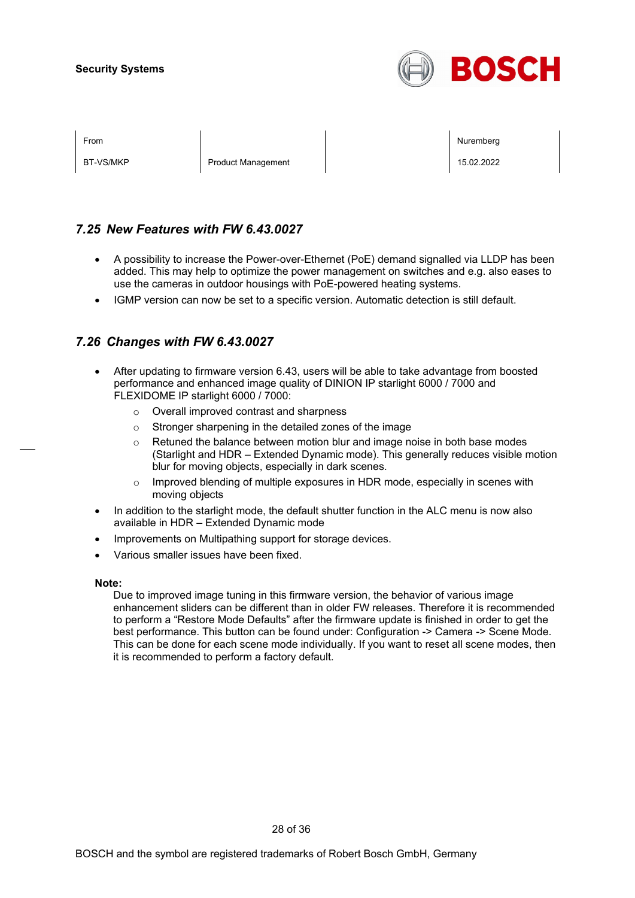## *7.25 New Features with FW 6.43.0027*

- A possibility to increase the Power-over-Ethernet (PoE) demand signalled via LLDP has been added. This may help to optimize the power management on switches and e.g. also eases to use the cameras in outdoor housings with PoE-powered heating systems.
- IGMP version can now be set to a specific version. Automatic detection is still default.

## *7.26 Changes with FW 6.43.0027*

- After updating to firmware version 6.43, users will be able to take advantage from boosted performance and enhanced image quality of DINION IP starlight 6000 / 7000 and FLEXIDOME IP starlight 6000 / 7000:
    - Overall improved contrast and sharpness
    - Stronger sharpening in the detailed zones of the image
    - Retuned the balance between motion blur and image noise in both base modes (Starlight and HDR – Extended Dynamic mode). This generally reduces visible motion blur for moving objects, especially in dark scenes.
    - Improved blending of multiple exposures in HDR mode, especially in scenes with moving objects
- In addition to the starlight mode, the default shutter function in the ALC menu is now also available in HDR – Extended Dynamic mode
- Improvements on Multipathing support for storage devices.
- Various smaller issues have been fixed.

**Note:**

Due to improved image tuning in this firmware version, the behavior of various image enhancement sliders can be different than in older FW releases. Therefore it is recommended to perform a “Restore Mode Defaults” after the firmware update is finished in order to get the best performance. This button can be found under: Configuration -> Camera -> Scene Mode. This can be done for each scene mode individually. If you want to reset all scene modes, then it is recommended to perform a factory default.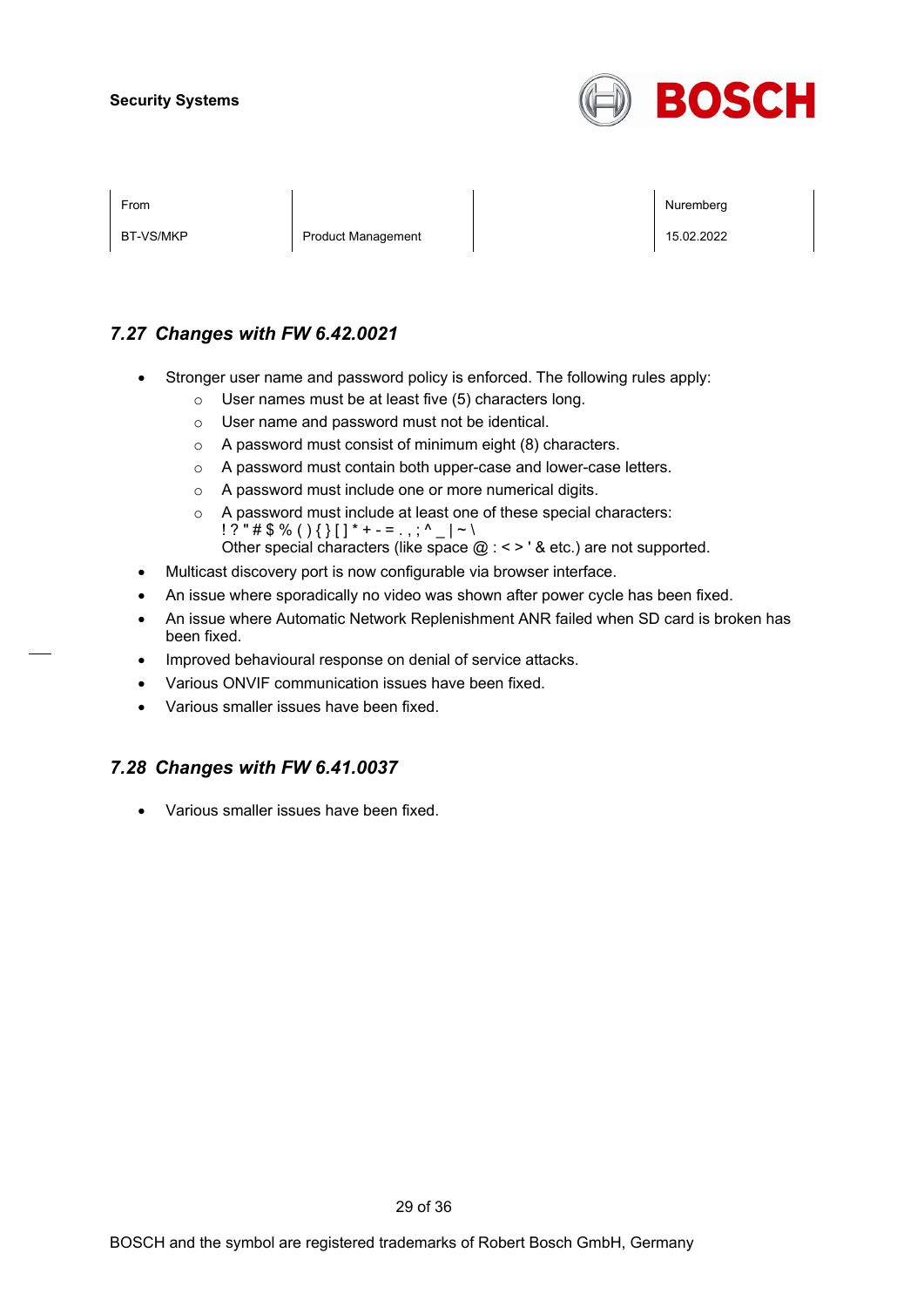### 7.27 Changes with FW 6.42.0021

- Stronger user name and password policy is enforced. The following rules apply:
  - User names must be at least five (5) characters long.
  - User name and password must not be identical.
  - A password must consist of minimum eight (8) characters.
  - A password must contain both upper-case and lower-case letters.
  - A password must include one or more numerical digits.
  - A password must include at least one of these special characters:
    ! ? " # $ % ( ) { } [ ] * + - = . , ; ^ _ | ~ \
    Other special characters (like space @ : < > ' & etc.) are not supported.
- Multicast discovery port is now configurable via browser interface.
- An issue where sporadically no video was shown after power cycle has been fixed.
- An issue where Automatic Network Replenishment ANR failed when SD card is broken has been fixed.
- Improved behavioural response on denial of service attacks.
- Various ONVIF communication issues have been fixed.
- Various smaller issues have been fixed.

### 7.28 Changes with FW 6.41.0037

- Various smaller issues have been fixed.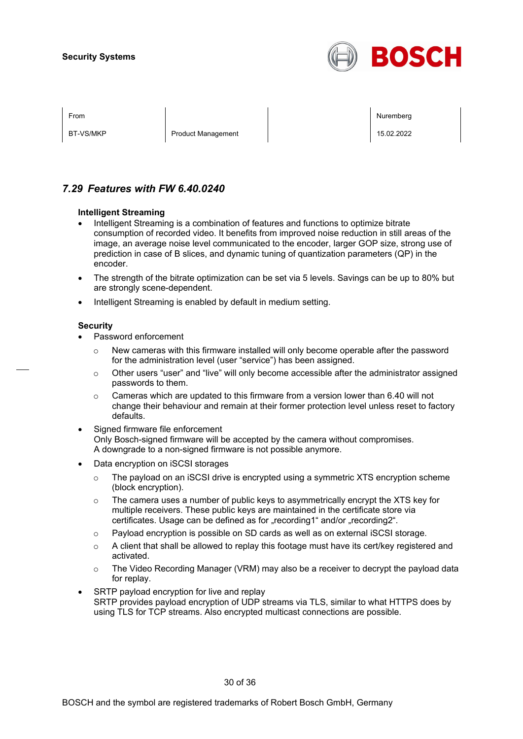## 7.29 Features with FW 6.40.0240

**Intelligent Streaming**

- Intelligent Streaming is a combination of features and functions to optimize bitrate consumption of recorded video. It benefits from improved noise reduction in still areas of the image, an average noise level communicated to the encoder, larger GOP size, strong use of prediction in case of B slices, and dynamic tuning of quantization parameters (QP) in the encoder.
- The strength of the bitrate optimization can be set via 5 levels. Savings can be up to 80% but are strongly scene-dependent.
- Intelligent Streaming is enabled by default in medium setting.

**Security**

- Password enforcement
  - New cameras with this firmware installed will only become operable after the password for the administration level (user "service") has been assigned.
  - Other users "user" and "live" will only become accessible after the administrator assigned passwords to them.
  - Cameras which are updated to this firmware from a version lower than 6.40 will not change their behaviour and remain at their former protection level unless reset to factory defaults.
- Signed firmware file enforcement
  Only Bosch-signed firmware will be accepted by the camera without compromises.
  A downgrade to a non-signed firmware is not possible anymore.
- Data encryption on iSCSI storages
  - The payload on an iSCSI drive is encrypted using a symmetric XTS encryption scheme (block encryption).
  - The camera uses a number of public keys to asymmetrically encrypt the XTS key for multiple receivers. These public keys are maintained in the certificate store via certificates. Usage can be defined as for „recording1" and/or „recording2".
  - Payload encryption is possible on SD cards as well as on external iSCSI storage.
  - A client that shall be allowed to replay this footage must have its cert/key registered and activated.
  - The Video Recording Manager (VRM) may also be a receiver to decrypt the payload data for replay.
- SRTP payload encryption for live and replay
  SRTP provides payload encryption of UDP streams via TLS, similar to what HTTPS does by using TLS for TCP streams. Also encrypted multicast connections are possible.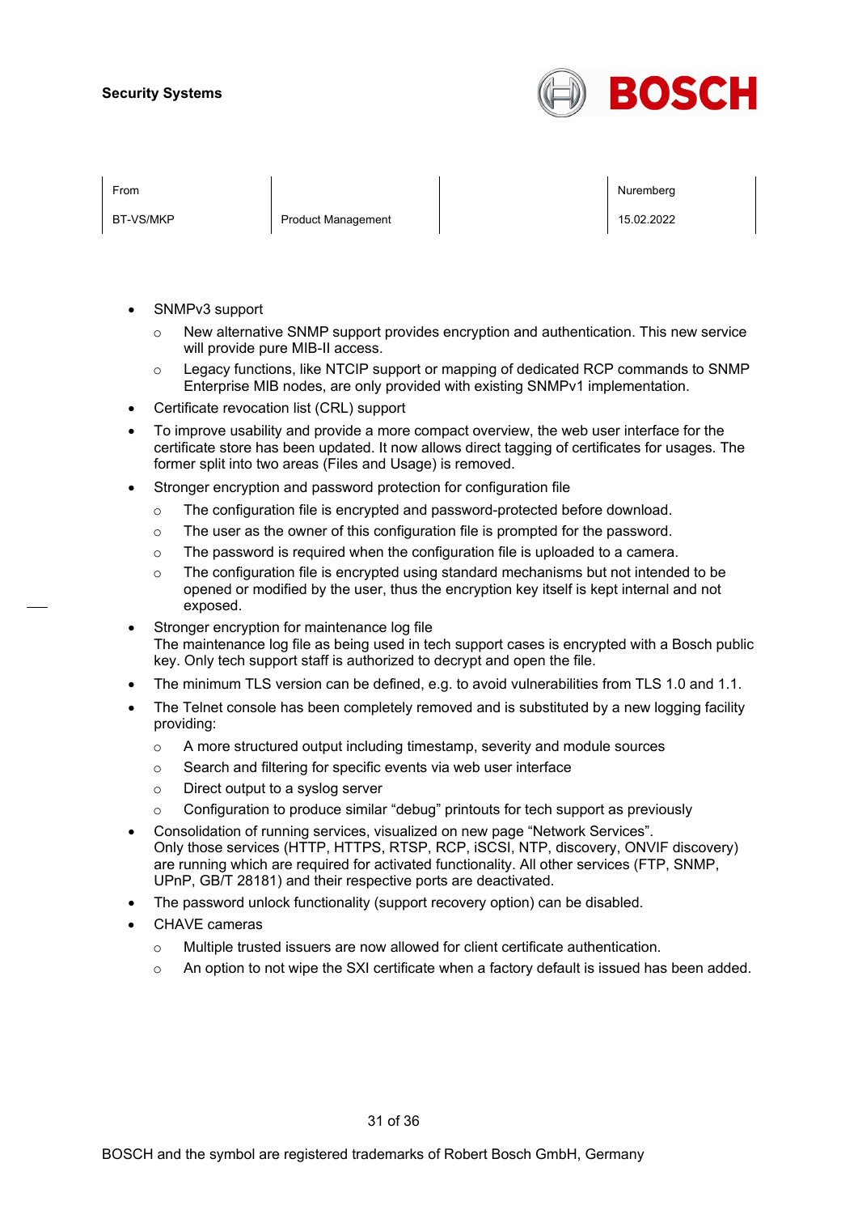- SNMPv3 support
  - New alternative SNMP support provides encryption and authentication. This new service will provide pure MIB-II access.
  - Legacy functions, like NTCIP support or mapping of dedicated RCP commands to SNMP Enterprise MIB nodes, are only provided with existing SNMPv1 implementation.
- Certificate revocation list (CRL) support
- To improve usability and provide a more compact overview, the web user interface for the certificate store has been updated. It now allows direct tagging of certificates for usages. The former split into two areas (Files and Usage) is removed.
- Stronger encryption and password protection for configuration file
  - The configuration file is encrypted and password-protected before download.
  - The user as the owner of this configuration file is prompted for the password.
  - The password is required when the configuration file is uploaded to a camera.
  - The configuration file is encrypted using standard mechanisms but not intended to be opened or modified by the user, thus the encryption key itself is kept internal and not exposed.
- Stronger encryption for maintenance log file
  The maintenance log file as being used in tech support cases is encrypted with a Bosch public key. Only tech support staff is authorized to decrypt and open the file.
- The minimum TLS version can be defined, e.g. to avoid vulnerabilities from TLS 1.0 and 1.1.
- The Telnet console has been completely removed and is substituted by a new logging facility providing:
  - A more structured output including timestamp, severity and module sources
  - Search and filtering for specific events via web user interface
  - Direct output to a syslog server
  - Configuration to produce similar "debug" printouts for tech support as previously
- Consolidation of running services, visualized on new page "Network Services".
  Only those services (HTTP, HTTPS, RTSP, RCP, iSCSI, NTP, discovery, ONVIF discovery) are running which are required for activated functionality. All other services (FTP, SNMP, UPnP, GB/T 28181) and their respective ports are deactivated.
- The password unlock functionality (support recovery option) can be disabled.
- CHAVE cameras
  - Multiple trusted issuers are now allowed for client certificate authentication.
  - An option to not wipe the SXI certificate when a factory default is issued has been added.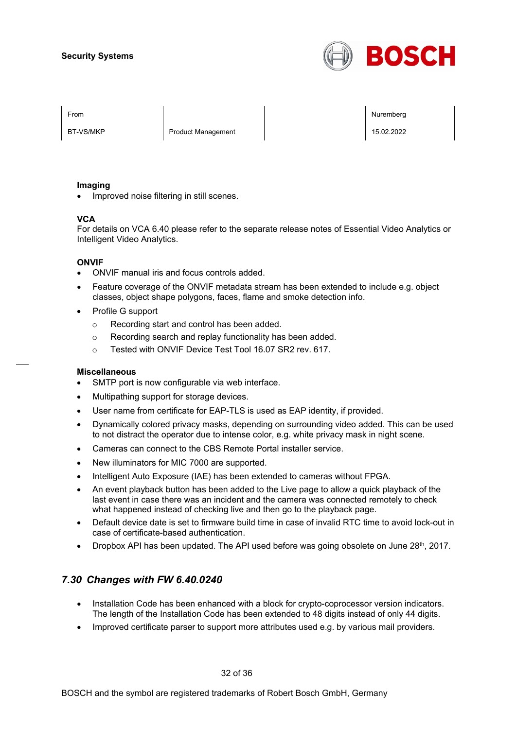**Imaging**

- Improved noise filtering in still scenes.

**VCA**

For details on VCA 6.40 please refer to the separate release notes of Essential Video Analytics or Intelligent Video Analytics.

**ONVIF**

- ONVIF manual iris and focus controls added.
- Feature coverage of the ONVIF metadata stream has been extended to include e.g. object classes, object shape polygons, faces, flame and smoke detection info.
- Profile G support
  - Recording start and control has been added.
  - Recording search and replay functionality has been added.
  - Tested with ONVIF Device Test Tool 16.07 SR2 rev. 617.

**Miscellaneous**

- SMTP port is now configurable via web interface.
- Multipathing support for storage devices.
- User name from certificate for EAP-TLS is used as EAP identity, if provided.
- Dynamically colored privacy masks, depending on surrounding video added. This can be used to not distract the operator due to intense color, e.g. white privacy mask in night scene.
- Cameras can connect to the CBS Remote Portal installer service.
- New illuminators for MIC 7000 are supported.
- Intelligent Auto Exposure (IAE) has been extended to cameras without FPGA.
- An event playback button has been added to the Live page to allow a quick playback of the last event in case there was an incident and the camera was connected remotely to check what happened instead of checking live and then go to the playback page.
- Default device date is set to firmware build time in case of invalid RTC time to avoid lock-out in case of certificate-based authentication.
- Dropbox API has been updated. The API used before was going obsolete on June 28th, 2017.

## *7.30 Changes with FW 6.40.0240*

- Installation Code has been enhanced with a block for crypto-coprocessor version indicators. The length of the Installation Code has been extended to 48 digits instead of only 44 digits.
- Improved certificate parser to support more attributes used e.g. by various mail providers.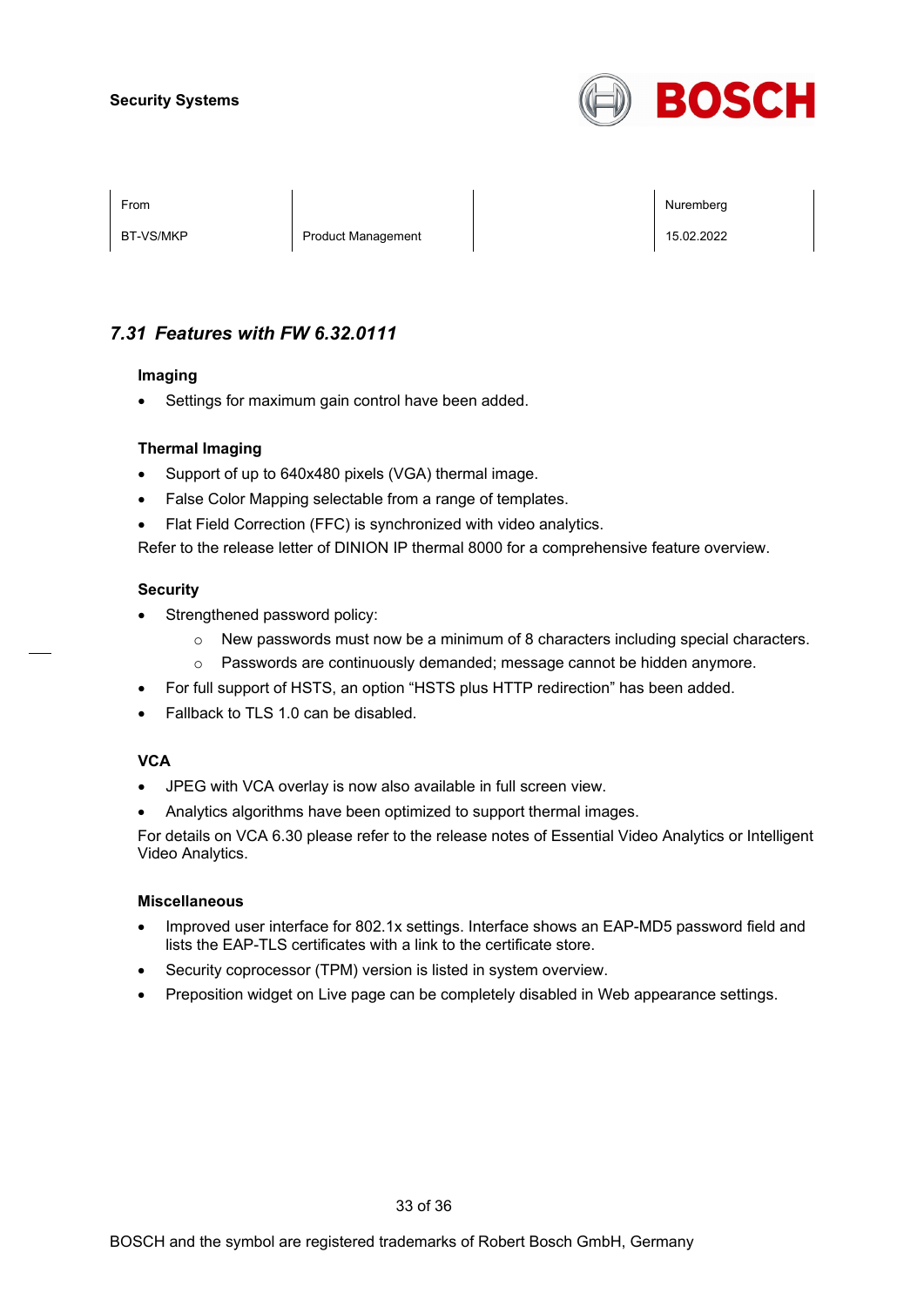### 7.31 Features with FW 6.32.0111

**Imaging**

- Settings for maximum gain control have been added.

**Thermal Imaging**

- Support of up to 640x480 pixels (VGA) thermal image.
- False Color Mapping selectable from a range of templates.
- Flat Field Correction (FFC) is synchronized with video analytics.

Refer to the release letter of DINION IP thermal 8000 for a comprehensive feature overview.

**Security**

- Strengthened password policy:
  - New passwords must now be a minimum of 8 characters including special characters.
  - Passwords are continuously demanded; message cannot be hidden anymore.
- For full support of HSTS, an option “HSTS plus HTTP redirection” has been added.
- Fallback to TLS 1.0 can be disabled.

**VCA**

- JPEG with VCA overlay is now also available in full screen view.
- Analytics algorithms have been optimized to support thermal images.

For details on VCA 6.30 please refer to the release notes of Essential Video Analytics or Intelligent Video Analytics.

**Miscellaneous**

- Improved user interface for 802.1x settings. Interface shows an EAP-MD5 password field and lists the EAP-TLS certificates with a link to the certificate store.
- Security coprocessor (TPM) version is listed in system overview.
- Preposition widget on Live page can be completely disabled in Web appearance settings.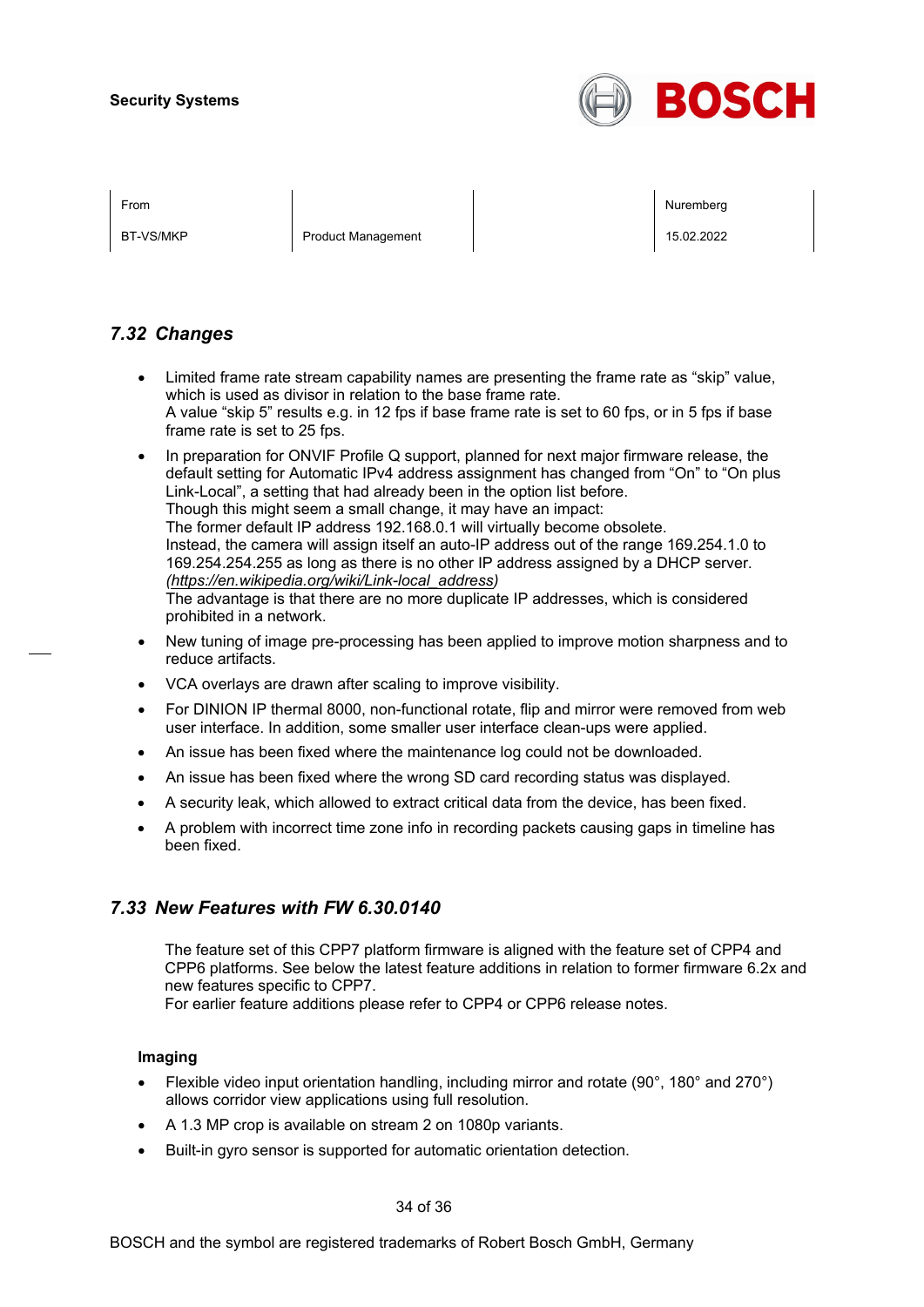## 7.32 Changes

- Limited frame rate stream capability names are presenting the frame rate as “skip” value, which is used as divisor in relation to the base frame rate.
  A value “skip 5” results e.g. in 12 fps if base frame rate is set to 60 fps, or in 5 fps if base frame rate is set to 25 fps.
- In preparation for ONVIF Profile Q support, planned for next major firmware release, the default setting for Automatic IPv4 address assignment has changed from “On” to “On plus Link-Local”, a setting that had already been in the option list before.
  Though this might seem a small change, it may have an impact:
  The former default IP address 192.168.0.1 will virtually become obsolete.
  Instead, the camera will assign itself an auto-IP address out of the range 169.254.1.0 to 169.254.254.255 as long as there is no other IP address assigned by a DHCP server.
  *(https://en.wikipedia.org/wiki/Link-local_address)*
  The advantage is that there are no more duplicate IP addresses, which is considered prohibited in a network.
- New tuning of image pre-processing has been applied to improve motion sharpness and to reduce artifacts.
- VCA overlays are drawn after scaling to improve visibility.
- For DINION IP thermal 8000, non-functional rotate, flip and mirror were removed from web user interface. In addition, some smaller user interface clean-ups were applied.
- An issue has been fixed where the maintenance log could not be downloaded.
- An issue has been fixed where the wrong SD card recording status was displayed.
- A security leak, which allowed to extract critical data from the device, has been fixed.
- A problem with incorrect time zone info in recording packets causing gaps in timeline has been fixed.

## 7.33 New Features with FW 6.30.0140

The feature set of this CPP7 platform firmware is aligned with the feature set of CPP4 and CPP6 platforms. See below the latest feature additions in relation to former firmware 6.2x and new features specific to CPP7.
For earlier feature additions please refer to CPP4 or CPP6 release notes.

### Imaging

- Flexible video input orientation handling, including mirror and rotate (90°, 180° and 270°) allows corridor view applications using full resolution.
- A 1.3 MP crop is available on stream 2 on 1080p variants.
- Built-in gyro sensor is supported for automatic orientation detection.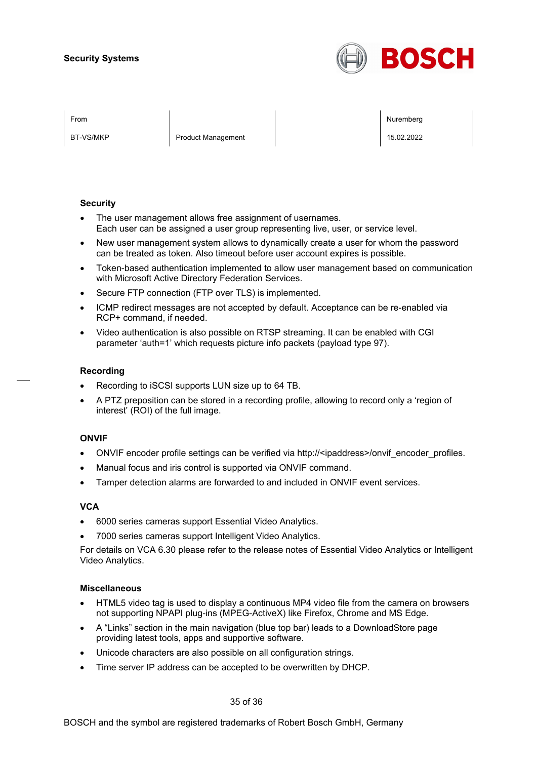### Security

- The user management allows free assignment of usernames.
  Each user can be assigned a user group representing live, user, or service level.
- New user management system allows to dynamically create a user for whom the password can be treated as token. Also timeout before user account expires is possible.
- Token-based authentication implemented to allow user management based on communication with Microsoft Active Directory Federation Services.
- Secure FTP connection (FTP over TLS) is implemented.
- ICMP redirect messages are not accepted by default. Acceptance can be re-enabled via RCP+ command, if needed.
- Video authentication is also possible on RTSP streaming. It can be enabled with CGI parameter 'auth=1' which requests picture info packets (payload type 97).

### Recording

- Recording to iSCSI supports LUN size up to 64 TB.
- A PTZ preposition can be stored in a recording profile, allowing to record only a 'region of interest' (ROI) of the full image.

### ONVIF

- ONVIF encoder profile settings can be verified via http://<ipaddress>/onvif_encoder_profiles.
- Manual focus and iris control is supported via ONVIF command.
- Tamper detection alarms are forwarded to and included in ONVIF event services.

### VCA

- 6000 series cameras support Essential Video Analytics.
- 7000 series cameras support Intelligent Video Analytics.

For details on VCA 6.30 please refer to the release notes of Essential Video Analytics or Intelligent Video Analytics.

### Miscellaneous

- HTML5 video tag is used to display a continuous MP4 video file from the camera on browsers not supporting NPAPI plug-ins (MPEG-ActiveX) like Firefox, Chrome and MS Edge.
- A "Links" section in the main navigation (blue top bar) leads to a DownloadStore page providing latest tools, apps and supportive software.
- Unicode characters are also possible on all configuration strings.
- Time server IP address can be accepted to be overwritten by DHCP.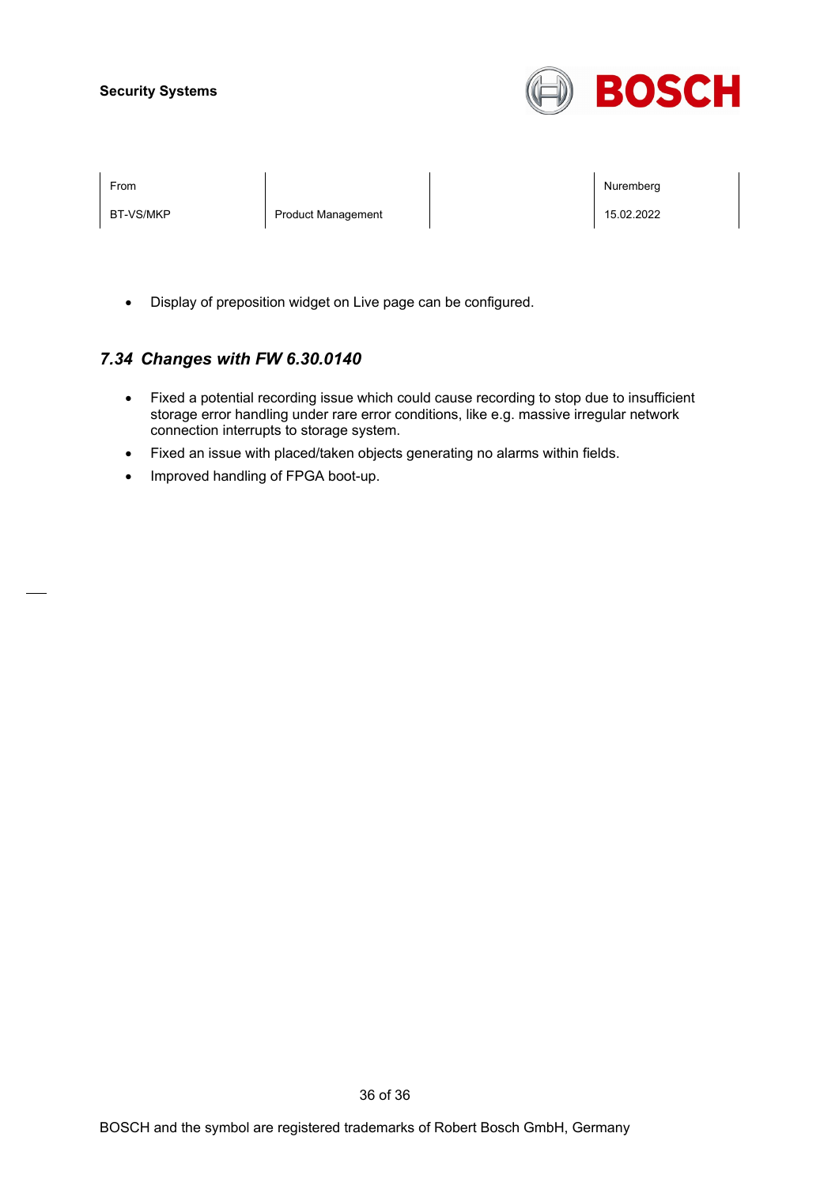- Display of preposition widget on Live page can be configured.

## *7.34 Changes with FW 6.30.0140*

- Fixed a potential recording issue which could cause recording to stop due to insufficient storage error handling under rare error conditions, like e.g. massive irregular network connection interrupts to storage system.
- Fixed an issue with placed/taken objects generating no alarms within fields.
- Improved handling of FPGA boot-up.